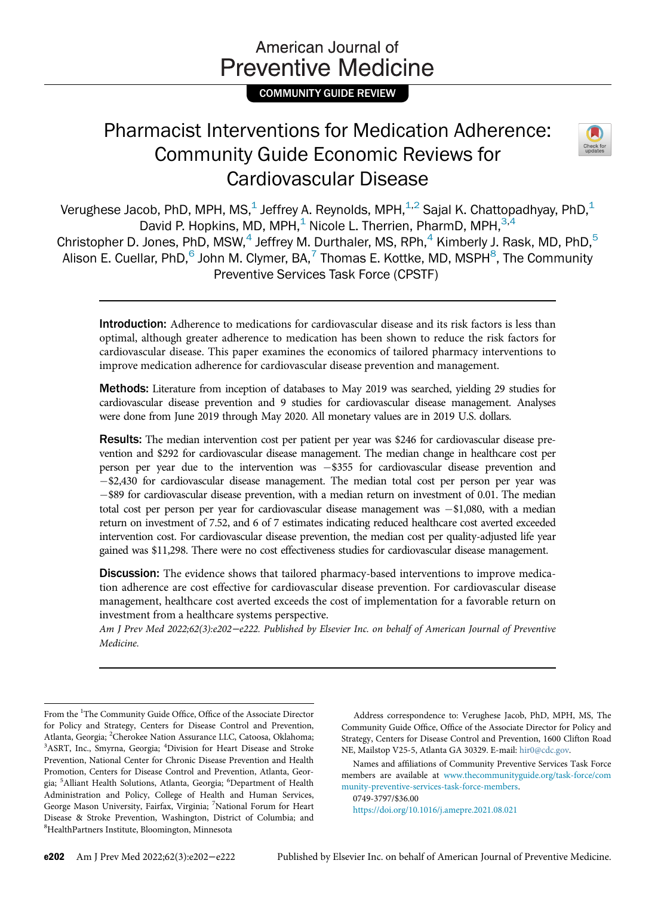American Journal of Preventive Medicine

COMMUNITY GUIDE REVIEW

# Pharmacist Interventions for Medication Adherence: Community Guide Economic Reviews for Cardiovascular Disease

Verughese Jacob, PhD, MPH, MS,[1] Jeffrey A. Reynolds, MPH,[1,2] Sajal K. Chattopadhyay, PhD,[1] David P. Hopkins, MD, MPH,[1] Nicole L. Therrien, PharmD, MPH,[3,4] Christopher D. Jones, PhD, MSW,[4] Jeffrey M. Durthaler, MS, RPh,[4] Kimberly J. Rask, MD, PhD,[5] Alison E. Cuellar, PhD,[6] John M. Clymer, BA,[7] Thomas E. Kottke, MD, MSPH[8], The Community Preventive Services Task Force (CPSTF)

**Introduction:** Adherence to medications for cardiovascular disease and its risk factors is less than optimal, although greater adherence to medication has been shown to reduce the risk factors for cardiovascular disease. This paper examines the economics of tailored pharmacy interventions to improve medication adherence for cardiovascular disease prevention and management.

**Methods:** Literature from inception of databases to May 2019 was searched, yielding 29 studies for cardiovascular disease prevention and 9 studies for cardiovascular disease management. Analyses were done from June 2019 through May 2020. All monetary values are in 2019 U.S. dollars.

**Results:** The median intervention cost per patient per year was $246 for cardiovascular disease prevention and $292 for cardiovascular disease management. The median change in healthcare cost per person per year due to the intervention was −$355 for cardiovascular disease prevention and −$2,430 for cardiovascular disease management. The median total cost per person per year was −$89 for cardiovascular disease prevention, with a median return on investment of 0.01. The median total cost per person per year for cardiovascular disease management was −$1,080, with a median return on investment of 7.52, and 6 of 7 estimates indicating reduced healthcare cost averted exceeded intervention cost. For cardiovascular disease prevention, the median cost per quality-adjusted life year gained was $11,298. There were no cost effectiveness studies for cardiovascular disease management.

**Discussion:** The evidence shows that tailored pharmacy-based interventions to improve medication adherence are cost effective for cardiovascular disease prevention. For cardiovascular disease management, healthcare cost averted exceeds the cost of implementation for a favorable return on investment from a healthcare systems perspective.

*Am J Prev Med 2022;62(3):e202−e222. Published by Elsevier Inc. on behalf of American Journal of Preventive Medicine.*

From the [1]The Community Guide Office, Office of the Associate Director for Policy and Strategy, Centers for Disease Control and Prevention, Atlanta, Georgia; [2]Cherokee Nation Assurance LLC, Catoosa, Oklahoma; [3]ASRT, Inc., Smyrna, Georgia; [4]Division for Heart Disease and Stroke Prevention, National Center for Chronic Disease Prevention and Health Promotion, Centers for Disease Control and Prevention, Atlanta, Georgia; [5]Alliant Health Solutions, Atlanta, Georgia; [6]Department of Health Administration and Policy, College of Health and Human Services, George Mason University, Fairfax, Virginia; [7]National Forum for Heart Disease & Stroke Prevention, Washington, District of Columbia; and [8]HealthPartners Institute, Bloomington, Minnesota

Address correspondence to: Verughese Jacob, PhD, MPH, MS, The Community Guide Office, Office of the Associate Director for Policy and Strategy, Centers for Disease Control and Prevention, 1600 Clifton Road NE, Mailstop V25-5, Atlanta GA 30329. E-mail: hir0@cdc.gov.

Names and affiliations of Community Preventive Services Task Force members are available at www.thecommunityguide.org/task-force/community-preventive-services-task-force-members.

0749-3797/$36.00

https://doi.org/10.1016/j.amepre.2021.08.021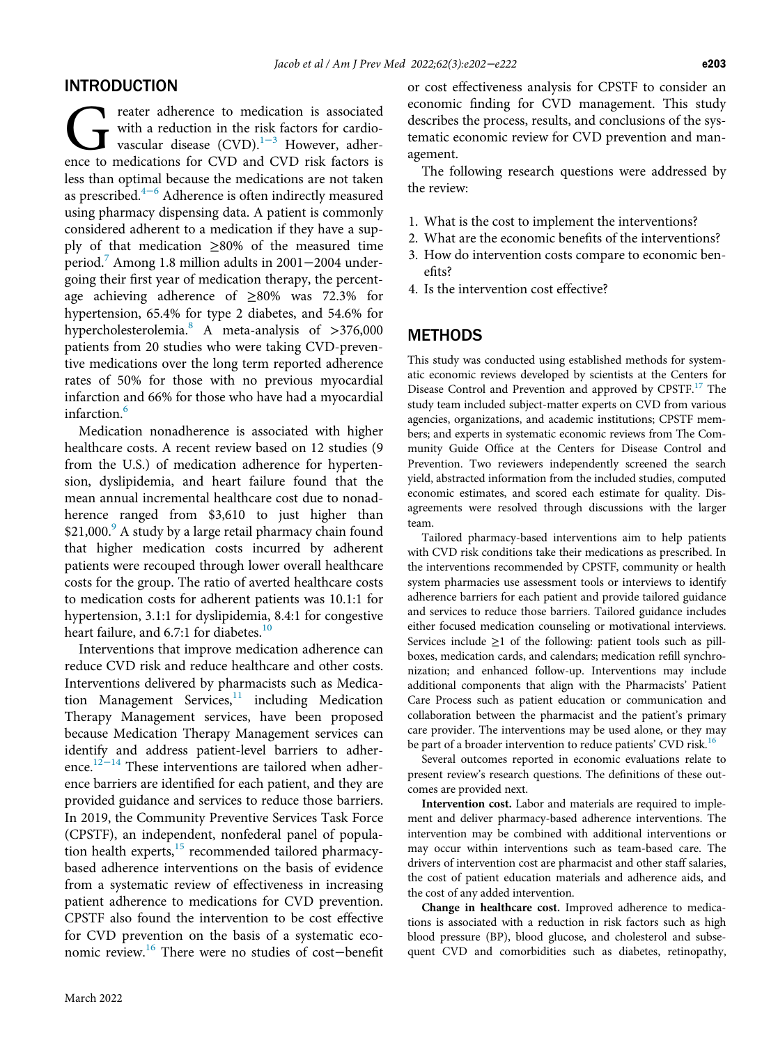## INTRODUCTION

Greater adherence to medication is associated with a reduction in the risk factors for cardiovascular disease (CVD).[1–3] However, adherence to medications for CVD and CVD risk factors is less than optimal because the medications are not taken as prescribed.[4–6] Adherence is often indirectly measured using pharmacy dispensing data. A patient is commonly considered adherent to a medication if they have a supply of that medication ≥80% of the measured time period.[7] Among 1.8 million adults in 2001−2004 undergoing their first year of medication therapy, the percentage achieving adherence of ≥80% was 72.3% for hypertension, 65.4% for type 2 diabetes, and 54.6% for hypercholesterolemia.[8] A meta-analysis of >376,000 patients from 20 studies who were taking CVD-preventive medications over the long term reported adherence rates of 50% for those with no previous myocardial infarction and 66% for those who have had a myocardial infarction.[6]

Medication nonadherence is associated with higher healthcare costs. A recent review based on 12 studies (9 from the U.S.) of medication adherence for hypertension, dyslipidemia, and heart failure found that the mean annual incremental healthcare cost due to nonadherence ranged from $3,610 to just higher than $21,000.[9] A study by a large retail pharmacy chain found that higher medication costs incurred by adherent patients were recouped through lower overall healthcare costs for the group. The ratio of averted healthcare costs to medication costs for adherent patients was 10.1:1 for hypertension, 3.1:1 for dyslipidemia, 8.4:1 for congestive heart failure, and 6.7:1 for diabetes.[10]

Interventions that improve medication adherence can reduce CVD risk and reduce healthcare and other costs. Interventions delivered by pharmacists such as Medication Management Services,[11] including Medication Therapy Management services, have been proposed because Medication Therapy Management services can identify and address patient-level barriers to adherence.[12–14] These interventions are tailored when adherence barriers are identified for each patient, and they are provided guidance and services to reduce those barriers. In 2019, the Community Preventive Services Task Force (CPSTF), an independent, nonfederal panel of population health experts,[15] recommended tailored pharmacy-based adherence interventions on the basis of evidence from a systematic review of effectiveness in increasing patient adherence to medications for CVD prevention. CPSTF also found the intervention to be cost effective for CVD prevention on the basis of a systematic economic review.[16] There were no studies of cost−benefit or cost effectiveness analysis for CPSTF to consider an economic finding for CVD management. This study describes the process, results, and conclusions of the systematic economic review for CVD prevention and management.

The following research questions were addressed by the review:

1. What is the cost to implement the interventions?
2. What are the economic benefits of the interventions?
3. How do intervention costs compare to economic benefits?
4. Is the intervention cost effective?

## METHODS

This study was conducted using established methods for systematic economic reviews developed by scientists at the Centers for Disease Control and Prevention and approved by CPSTF.[17] The study team included subject-matter experts on CVD from various agencies, organizations, and academic institutions; CPSTF members; and experts in systematic economic reviews from The Community Guide Office at the Centers for Disease Control and Prevention. Two reviewers independently screened the search yield, abstracted information from the included studies, computed economic estimates, and scored each estimate for quality. Disagreements were resolved through discussions with the larger team.

Tailored pharmacy-based interventions aim to help patients with CVD risk conditions take their medications as prescribed. In the interventions recommended by CPSTF, community or health system pharmacies use assessment tools or interviews to identify adherence barriers for each patient and provide tailored guidance and services to reduce those barriers. Tailored guidance includes either focused medication counseling or motivational interviews. Services include ≥1 of the following: patient tools such as pillboxes, medication cards, and calendars; medication refill synchronization; and enhanced follow-up. Interventions may include additional components that align with the Pharmacists' Patient Care Process such as patient education or communication and collaboration between the pharmacist and the patient's primary care provider. The interventions may be used alone, or they may be part of a broader intervention to reduce patients' CVD risk.[16]

Several outcomes reported in economic evaluations relate to present review's research questions. The definitions of these outcomes are provided next.

**Intervention cost.** Labor and materials are required to implement and deliver pharmacy-based adherence interventions. The intervention may be combined with additional interventions or may occur within interventions such as team-based care. The drivers of intervention cost are pharmacist and other staff salaries, the cost of patient education materials and adherence aids, and the cost of any added intervention.

**Change in healthcare cost.** Improved adherence to medications is associated with a reduction in risk factors such as high blood pressure (BP), blood glucose, and cholesterol and subsequent CVD and comorbidities such as diabetes, retinopathy,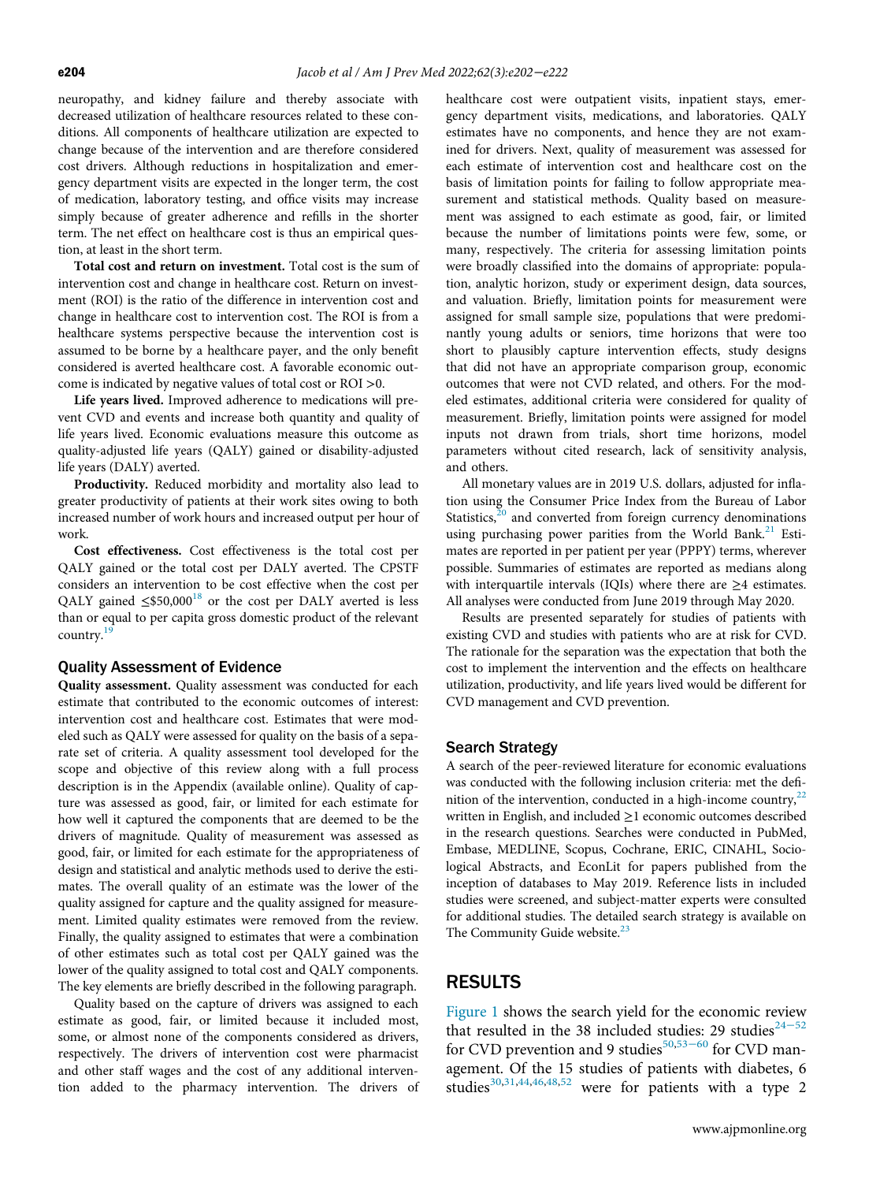neuropathy, and kidney failure and thereby associate with decreased utilization of healthcare resources related to these conditions. All components of healthcare utilization are expected to change because of the intervention and are therefore considered cost drivers. Although reductions in hospitalization and emergency department visits are expected in the longer term, the cost of medication, laboratory testing, and office visits may increase simply because of greater adherence and refills in the shorter term. The net effect on healthcare cost is thus an empirical question, at least in the short term.

**Total cost and return on investment.** Total cost is the sum of intervention cost and change in healthcare cost. Return on investment (ROI) is the ratio of the difference in intervention cost and change in healthcare cost to intervention cost. The ROI is from a healthcare systems perspective because the intervention cost is assumed to be borne by a healthcare payer, and the only benefit considered is averted healthcare cost. A favorable economic outcome is indicated by negative values of total cost or ROI >0.

**Life years lived.** Improved adherence to medications will prevent CVD and events and increase both quantity and quality of life years lived. Economic evaluations measure this outcome as quality-adjusted life years (QALY) gained or disability-adjusted life years (DALY) averted.

**Productivity.** Reduced morbidity and mortality also lead to greater productivity of patients at their work sites owing to both increased number of work hours and increased output per hour of work.

**Cost effectiveness.** Cost effectiveness is the total cost per QALY gained or the total cost per DALY averted. The CPSTF considers an intervention to be cost effective when the cost per QALY gained ≤$50,000[18] or the cost per DALY averted is less than or equal to per capita gross domestic product of the relevant country.[19]

### Quality Assessment of Evidence

**Quality assessment.** Quality assessment was conducted for each estimate that contributed to the economic outcomes of interest: intervention cost and healthcare cost. Estimates that were modeled such as QALY were assessed for quality on the basis of a separate set of criteria. A quality assessment tool developed for the scope and objective of this review along with a full process description is in the Appendix (available online). Quality of capture was assessed as good, fair, or limited for each estimate for how well it captured the components that are deemed to be the drivers of magnitude. Quality of measurement was assessed as good, fair, or limited for each estimate for the appropriateness of design and statistical and analytic methods used to derive the estimates. The overall quality of an estimate was the lower of the quality assigned for capture and the quality assigned for measurement. Limited quality estimates were removed from the review. Finally, the quality assigned to estimates that were a combination of other estimates such as total cost per QALY gained was the lower of the quality assigned to total cost and QALY components. The key elements are briefly described in the following paragraph.

Quality based on the capture of drivers was assigned to each estimate as good, fair, or limited because it included most, some, or almost none of the components considered as drivers, respectively. The drivers of intervention cost were pharmacist and other staff wages and the cost of any additional intervention added to the pharmacy intervention. The drivers of healthcare cost were outpatient visits, inpatient stays, emergency department visits, medications, and laboratories. QALY estimates have no components, and hence they are not examined for drivers. Next, quality of measurement was assessed for each estimate of intervention cost and healthcare cost on the basis of limitation points for failing to follow appropriate measurement and statistical methods. Quality based on measurement was assigned to each estimate as good, fair, or limited because the number of limitations points were few, some, or many, respectively. The criteria for assessing limitation points were broadly classified into the domains of appropriate: population, analytic horizon, study or experiment design, data sources, and valuation. Briefly, limitation points for measurement were assigned for small sample size, populations that were predominantly young adults or seniors, time horizons that were too short to plausibly capture intervention effects, study designs that did not have an appropriate comparison group, economic outcomes that were not CVD related, and others. For the modeled estimates, additional criteria were considered for quality of measurement. Briefly, limitation points were assigned for model inputs not drawn from trials, short time horizons, model parameters without cited research, lack of sensitivity analysis, and others.

All monetary values are in 2019 U.S. dollars, adjusted for inflation using the Consumer Price Index from the Bureau of Labor Statistics,[20] and converted from foreign currency denominations using purchasing power parities from the World Bank.[21] Estimates are reported in per patient per year (PPPY) terms, wherever possible. Summaries of estimates are reported as medians along with interquartile intervals (IQIs) where there are ≥4 estimates. All analyses were conducted from June 2019 through May 2020.

Results are presented separately for studies of patients with existing CVD and studies with patients who are at risk for CVD. The rationale for the separation was the expectation that both the cost to implement the intervention and the effects on healthcare utilization, productivity, and life years lived would be different for CVD management and CVD prevention.

### Search Strategy

A search of the peer-reviewed literature for economic evaluations was conducted with the following inclusion criteria: met the definition of the intervention, conducted in a high-income country,[22] written in English, and included ≥1 economic outcomes described in the research questions. Searches were conducted in PubMed, Embase, MEDLINE, Scopus, Cochrane, ERIC, CINAHL, Sociological Abstracts, and EconLit for papers published from the inception of databases to May 2019. Reference lists in included studies were screened, and subject-matter experts were consulted for additional studies. The detailed search strategy is available on The Community Guide website.[23]

## RESULTS

Figure 1 shows the search yield for the economic review that resulted in the 38 included studies: 29 studies[24–52] for CVD prevention and 9 studies[50,53–60] for CVD management. Of the 15 studies of patients with diabetes, 6 studies[30,31,44,46,48,52] were for patients with a type 2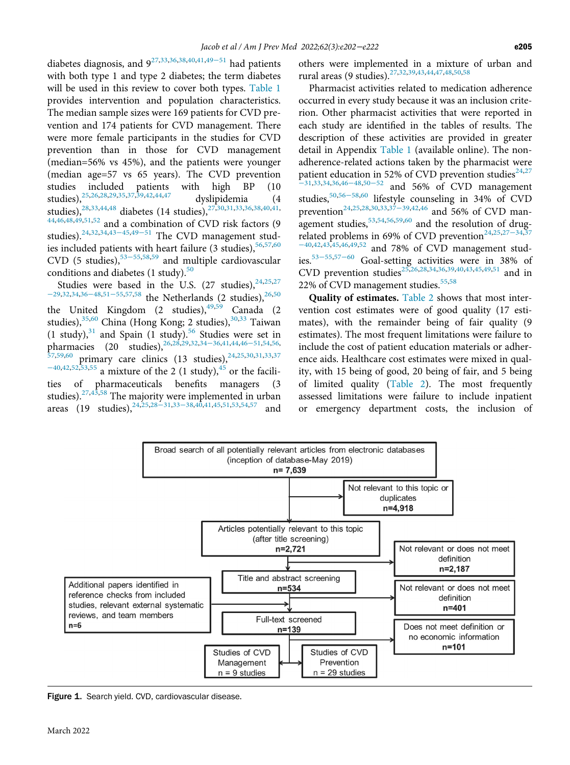diabetes diagnosis, and 9[27,33,36,38,40,41,49–51] had patients with both type 1 and type 2 diabetes; the term diabetes will be used in this review to cover both types. Table 1 provides intervention and population characteristics. The median sample sizes were 169 patients for CVD prevention and 174 patients for CVD management. There were more female participants in the studies for CVD prevention than in those for CVD management (median=56% vs 45%), and the patients were younger (median age=57 vs 65 years). The CVD prevention studies included patients with high BP (10 studies),[25,26,28,29,35,37,39,42,44,47] dyslipidemia (4 studies),[28,33,44,48] diabetes (14 studies),[27,30,31,33,36,38,40,41,44,46,48,49,51,52] and a combination of CVD risk factors (9 studies).[24,32,34,43–45,49–51] The CVD management studies included patients with heart failure (3 studies),[56,57,60] CVD (5 studies),[53–55,58,59] and multiple cardiovascular conditions and diabetes (1 study).[50]

Studies were based in the U.S. (27 studies),[24,25,27–29,32,34,36–48,51–55,57,58] the Netherlands (2 studies),[26,50] the United Kingdom (2 studies),[49,59] Canada (2 studies),[35,60] China (Hong Kong; 2 studies),[30,33] Taiwan (1 study),[31] and Spain (1 study).[56] Studies were set in pharmacies (20 studies),[26,28,29,32,34–36,41,44,46–51,54,56,57,59,60] primary care clinics (13 studies),[24,25,30,31,33,37–40,42,52,53,55] a mixture of the 2 (1 study),[45] or the facilities of pharmaceuticals benefits managers (3 studies).[27,43,58] The majority were implemented in urban areas (19 studies),[24,25,28–31,33–38,40,41,45,51,53,54,57] and others were implemented in a mixture of urban and rural areas (9 studies).[27,32,39,43,44,47,48,50,58]

Pharmacist activities related to medication adherence occurred in every study because it was an inclusion criterion. Other pharmacist activities that were reported in each study are identified in the tables of results. The description of these activities are provided in greater detail in Appendix Table 1 (available online). The non-adherence-related actions taken by the pharmacist were patient education in 52% of CVD prevention studies[24,27–31,33,34,36,46–48,50–52] and 56% of CVD management studies,[50,56–58,60] lifestyle counseling in 34% of CVD prevention[24,25,28,30,33,37–39,42,46] and 56% of CVD management studies,[53,54,56,59,60] and the resolution of drug-related problems in 69% of CVD prevention[24,25,27–34,37–40,42,43,45,46,49,52] and 78% of CVD management studies.[53–55,57–60] Goal-setting activities were in 38% of CVD prevention studies[25,26,28,34,36,39,40,43,45,49,51] and in 22% of CVD management studies.[55,58]

**Quality of estimates.** Table 2 shows that most intervention cost estimates were of good quality (17 estimates), with the remainder being of fair quality (9 estimates). The most frequent limitations were failure to include the cost of patient education materials or adherence aids. Healthcare cost estimates were mixed in quality, with 15 being of good, 20 being of fair, and 5 being of limited quality (Table 2). The most frequently assessed limitations were failure to include inpatient or emergency department costs, the inclusion of

Figure 1. Search yield. CVD, cardiovascular disease.

- Broad search of all potentially relevant articles from electronic databases (inception of database-May 2019) **n= 7,639**
  - Not relevant to this topic or duplicates **n=4,918**
- Articles potentially relevant to this topic (after title screening) **n=2,721**
  - Not relevant or does not meet definition **n=2,187**
- Title and abstract screening **n=534**
  - Not relevant or does not meet definition **n=401**
  - Additional papers identified in reference checks from included studies, relevant external systematic reviews, and team members **n=6**
- Full-text screened **n=139**
  - Does not meet definition or no economic information **n=101**
- Studies of CVD Management n = 9 studies
- Studies of CVD Prevention n = 29 studies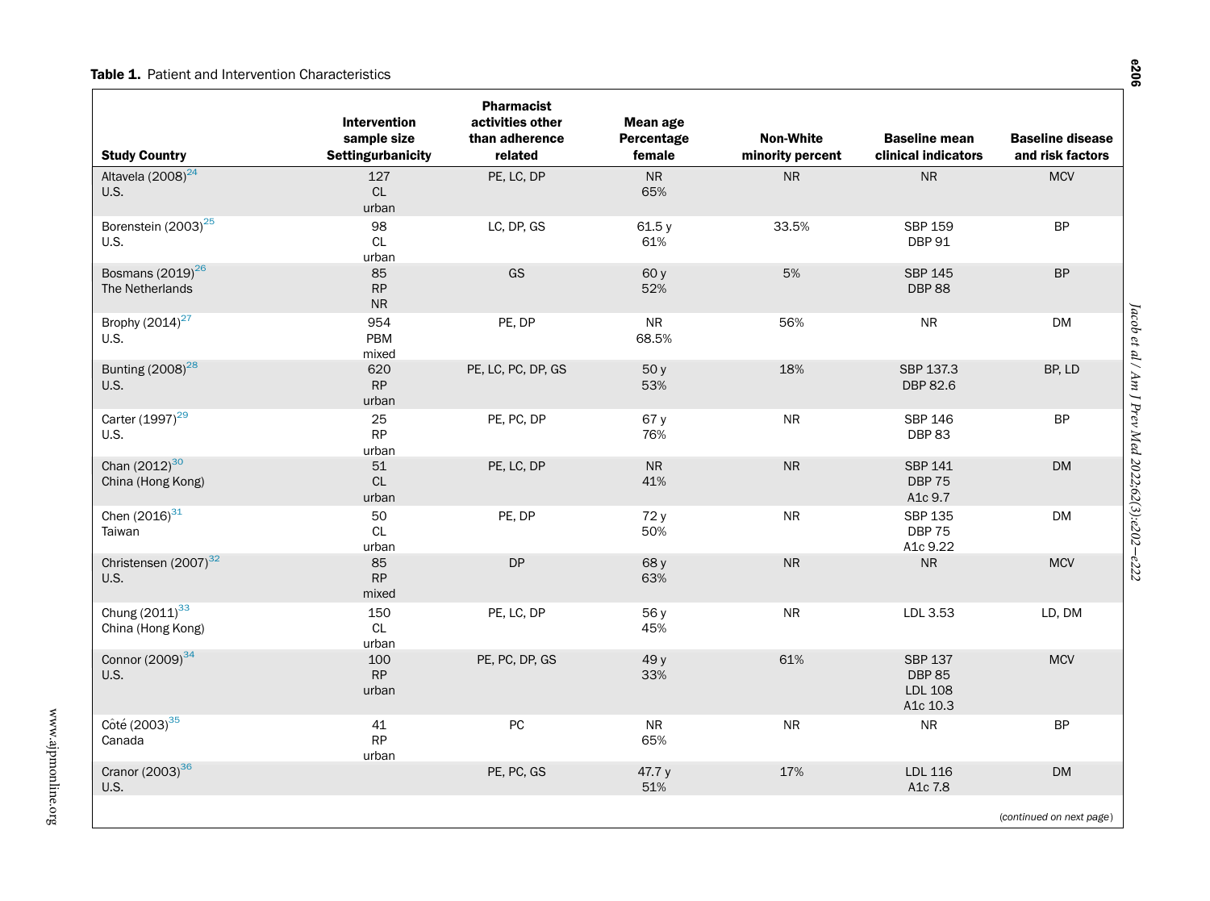**Table 1.** Patient and Intervention Characteristics

| Study Country | Intervention sample size Settingurbanicity | Pharmacist activities other than adherence related | Mean age Percentage female | Non-White minority percent | Baseline mean clinical indicators | Baseline disease and risk factors |
|---|---|---|---|---|---|---|
| Altavela (2008)[24] U.S. | 127 CL urban | PE, LC, DP | NR 65% | NR | NR | MCV |
| Borenstein (2003)[25] U.S. | 98 CL urban | LC, DP, GS | 61.5 y 61% | 33.5% | SBP 159 DBP 91 | BP |
| Bosmans (2019)[26] The Netherlands | 85 RP NR | GS | 60 y 52% | 5% | SBP 145 DBP 88 | BP |
| Brophy (2014)[27] U.S. | 954 PBM mixed | PE, DP | NR 68.5% | 56% | NR | DM |
| Bunting (2008)[28] U.S. | 620 RP urban | PE, LC, PC, DP, GS | 50 y 53% | 18% | SBP 137.3 DBP 82.6 | BP, LD |
| Carter (1997)[29] U.S. | 25 RP urban | PE, PC, DP | 67 y 76% | NR | SBP 146 DBP 83 | BP |
| Chan (2012)[30] China (Hong Kong) | 51 CL urban | PE, LC, DP | NR 41% | NR | SBP 141 DBP 75 A1c 9.7 | DM |
| Chen (2016)[31] Taiwan | 50 CL urban | PE, DP | 72 y 50% | NR | SBP 135 DBP 75 A1c 9.22 | DM |
| Christensen (2007)[32] U.S. | 85 RP mixed | DP | 68 y 63% | NR | NR | MCV |
| Chung (2011)[33] China (Hong Kong) | 150 CL urban | PE, LC, DP | 56 y 45% | NR | LDL 3.53 | LD, DM |
| Connor (2009)[34] U.S. | 100 RP urban | PE, PC, DP, GS | 49 y 33% | 61% | SBP 137 DBP 85 LDL 108 A1c 10.3 | MCV |
| Côté (2003)[35] Canada | 41 RP urban | PC | NR 65% | NR | NR | BP |
| Cranor (2003)[36] U.S. | | PE, PC, GS | 47.7 y 51% | 17% | LDL 116 A1c 7.8 | DM |

*(continued on next page)*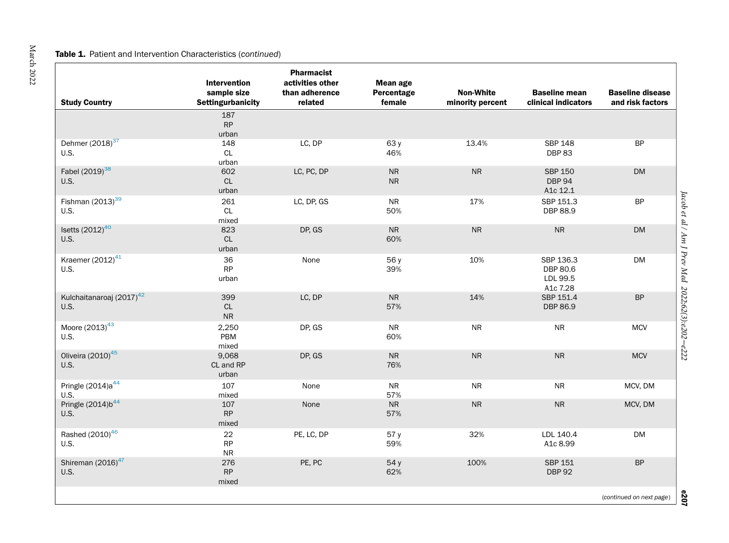**Table 1.** Patient and Intervention Characteristics (*continued*)

| Study Country | Intervention sample size Settingurbanicity | Pharmacist activities other than adherence related | Mean age Percentage female | Non-White minority percent | Baseline mean clinical indicators | Baseline disease and risk factors |
|---|---|---|---|---|---|---|
| | 187 RP urban | | | | | |
| Dehmer (2018)[37] U.S. | 148 CL urban | LC, DP | 63 y 46% | 13.4% | SBP 148 DBP 83 | BP |
| Fabel (2019)[38] U.S. | 602 CL urban | LC, PC, DP | NR NR | NR | SBP 150 DBP 94 A1c 12.1 | DM |
| Fishman (2013)[39] U.S. | 261 CL mixed | LC, DP, GS | NR 50% | 17% | SBP 151.3 DBP 88.9 | BP |
| Isetts (2012)[40] U.S. | 823 CL urban | DP, GS | NR 60% | NR | NR | DM |
| Kraemer (2012)[41] U.S. | 36 RP urban | None | 56 y 39% | 10% | SBP 136.3 DBP 80.6 LDL 99.5 A1c 7.28 | DM |
| Kulchaitanaroaj (2017)[42] U.S. | 399 CL NR | LC, DP | NR 57% | 14% | SBP 151.4 DBP 86.9 | BP |
| Moore (2013)[43] U.S. | 2,250 PBM mixed | DP, GS | NR 60% | NR | NR | MCV |
| Oliveira (2010)[45] U.S. | 9,068 CL and RP urban | DP, GS | NR 76% | NR | NR | MCV |
| Pringle (2014)a[44] U.S. | 107 mixed | None | NR 57% | NR | NR | MCV, DM |
| Pringle (2014)b[44] U.S. | 107 RP mixed | None | NR 57% | NR | NR | MCV, DM |
| Rashed (2010)[46] U.S. | 22 RP NR | PE, LC, DP | 57 y 59% | 32% | LDL 140.4 A1c 8.99 | DM |
| Shireman (2016)[47] U.S. | 276 RP mixed | PE, PC | 54 y 62% | 100% | SBP 151 DBP 92 | BP |

(*continued on next page*)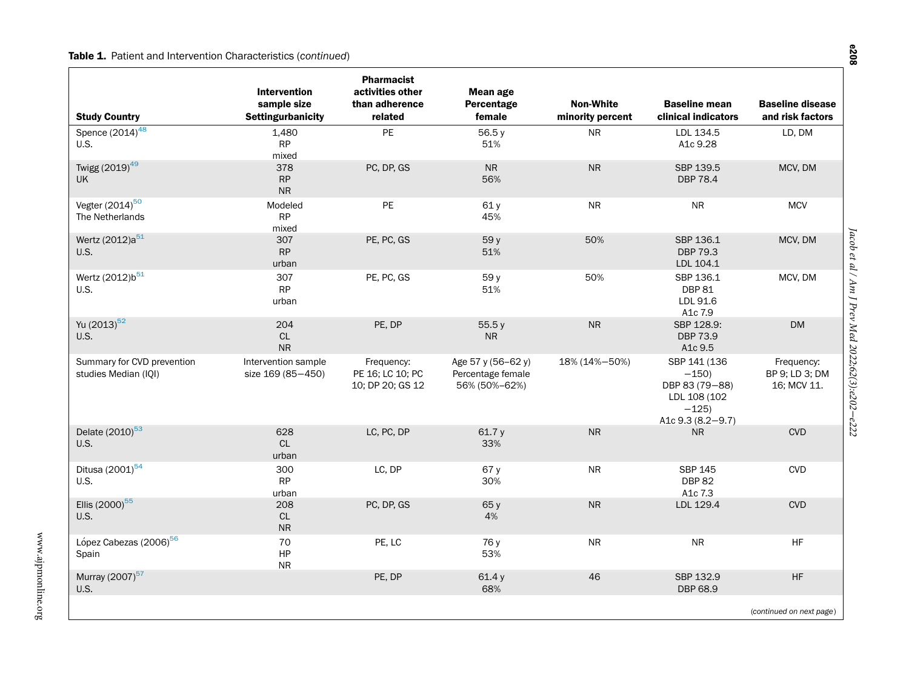**Table 1.** Patient and Intervention Characteristics (*continued*)

| Study Country | Intervention sample size Settingurbanicity | Pharmacist activities other than adherence related | Mean age Percentage female | Non-White minority percent | Baseline mean clinical indicators | Baseline disease and risk factors |
|---|---|---|---|---|---|---|
| Spence (2014)[48] U.S. | 1,480 RP mixed | PE | 56.5 y 51% | NR | LDL 134.5 A1c 9.28 | LD, DM |
| Twigg (2019)[49] UK | 378 RP NR | PC, DP, GS | NR 56% | NR | SBP 139.5 DBP 78.4 | MCV, DM |
| Vegter (2014)[50] The Netherlands | Modeled RP mixed | PE | 61 y 45% | NR | NR | MCV |
| Wertz (2012)a[51] U.S. | 307 RP urban | PE, PC, GS | 59 y 51% | 50% | SBP 136.1 DBP 79.3 LDL 104.1 | MCV, DM |
| Wertz (2012)b[51] U.S. | 307 RP urban | PE, PC, GS | 59 y 51% | 50% | SBP 136.1 DBP 81 LDL 91.6 A1c 7.9 | MCV, DM |
| Yu (2013)[52] U.S. | 204 CL NR | PE, DP | 55.5 y NR | NR | SBP 128.9: DBP 73.9 A1c 9.5 | DM |
| Summary for CVD prevention studies Median (IQI) | Intervention sample size 169 (85–450) | Frequency: PE 16; LC 10; PC 10; DP 20; GS 12 | Age 57 y (56–62 y) Percentage female 56% (50%–62%) | 18% (14%–50%) | SBP 141 (136–150) DBP 83 (79–88) LDL 108 (102–125) A1c 9.3 (8.2–9.7) | Frequency: BP 9; LD 3; DM 16; MCV 11. |
| Delate (2010)[53] U.S. | 628 CL urban | LC, PC, DP | 61.7 y 33% | NR | NR | CVD |
| Ditusa (2001)[54] U.S. | 300 RP urban | LC, DP | 67 y 30% | NR | SBP 145 DBP 82 A1c 7.3 | CVD |
| Ellis (2000)[55] U.S. | 208 CL NR | PC, DP, GS | 65 y 4% | NR | LDL 129.4 | CVD |
| López Cabezas (2006)[56] Spain | 70 HP NR | PE, LC | 76 y 53% | NR | NR | HF |
| Murray (2007)[57] U.S. | | PE, DP | 61.4 y 68% | 46 | SBP 132.9 DBP 68.9 | HF |

(*continued on next page*)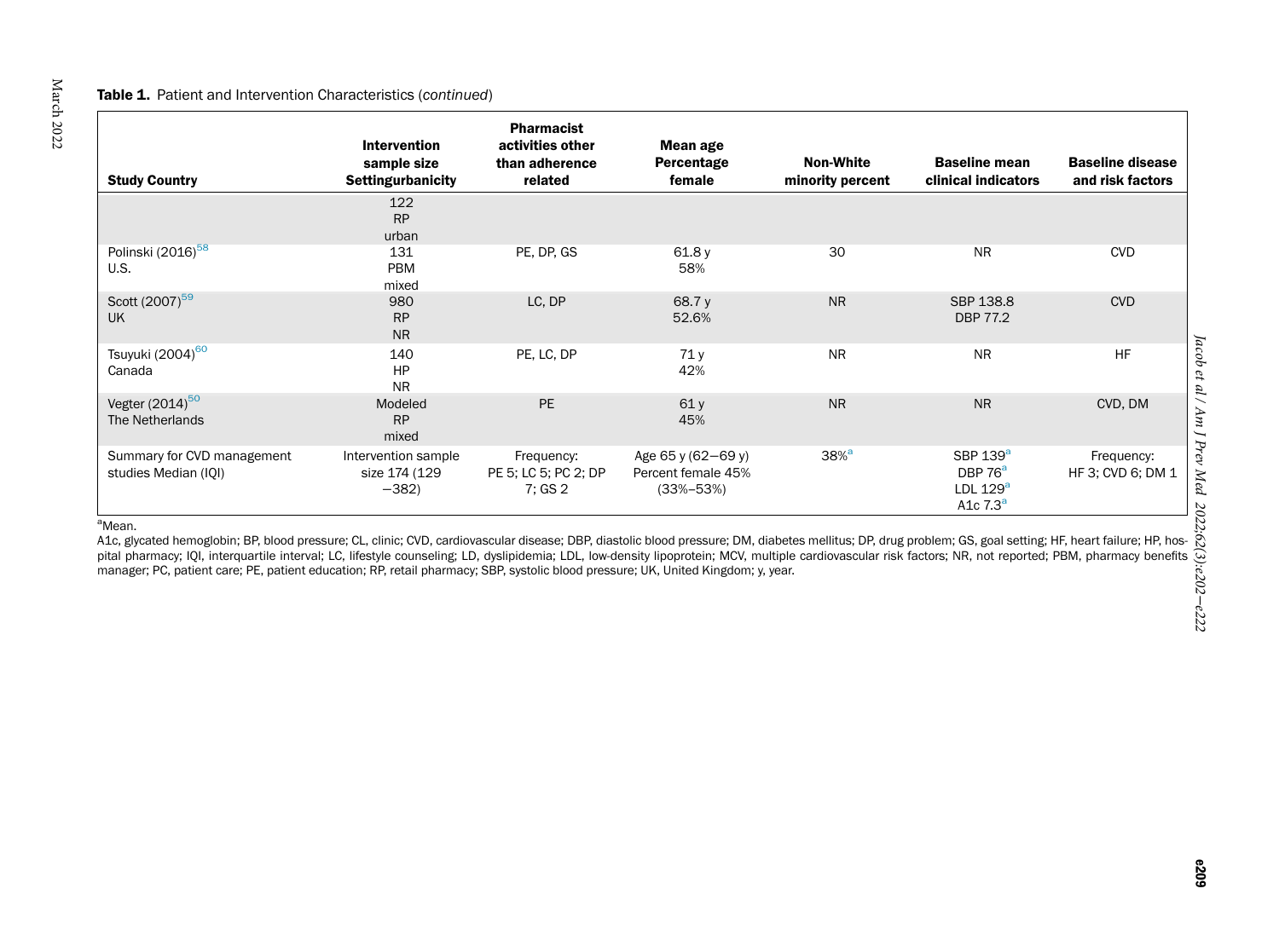**Table 1.** Patient and Intervention Characteristics (*continued*)

| Study Country | Intervention sample size Settingurbanicity | Pharmacist activities other than adherence related | Mean age Percentage female | Non-White minority percent | Baseline mean clinical indicators | Baseline disease and risk factors |
|---|---|---|---|---|---|---|
| | 122 RP urban | | | | | |
| Polinski (2016)[58] U.S. | 131 PBM mixed | PE, DP, GS | 61.8 y 58% | 30 | NR | CVD |
| Scott (2007)[59] UK | 980 RP NR | LC, DP | 68.7 y 52.6% | NR | SBP 138.8 DBP 77.2 | CVD |
| Tsuyuki (2004)[60] Canada | 140 HP NR | PE, LC, DP | 71 y 42% | NR | NR | HF |
| Vegter (2014)[50] The Netherlands | Modeled RP mixed | PE | 61 y 45% | NR | NR | CVD, DM |
| Summary for CVD management studies Median (IQI) | Intervention sample size 174 (129 −382) | Frequency: PE 5; LC 5; PC 2; DP 7; GS 2 | Age 65 y (62−69 y) Percent female 45% (33%–53%) | 38%[a] | SBP 139[a] DBP 76[a] LDL 129[a] A1c 7.3[a] | Frequency: HF 3; CVD 6; DM 1 |

[a]Mean.

A1c, glycated hemoglobin; BP, blood pressure; CL, clinic; CVD, cardiovascular disease; DBP, diastolic blood pressure; DM, diabetes mellitus; DP, drug problem; GS, goal setting; HF, heart failure; HP, hospital pharmacy; IQI, interquartile interval; LC, lifestyle counseling; LD, dyslipidemia; LDL, low-density lipoprotein; MCV, multiple cardiovascular risk factors; NR, not reported; PBM, pharmacy benefits manager; PC, patient care; PE, patient education; RP, retail pharmacy; SBP, systolic blood pressure; UK, United Kingdom; y, year.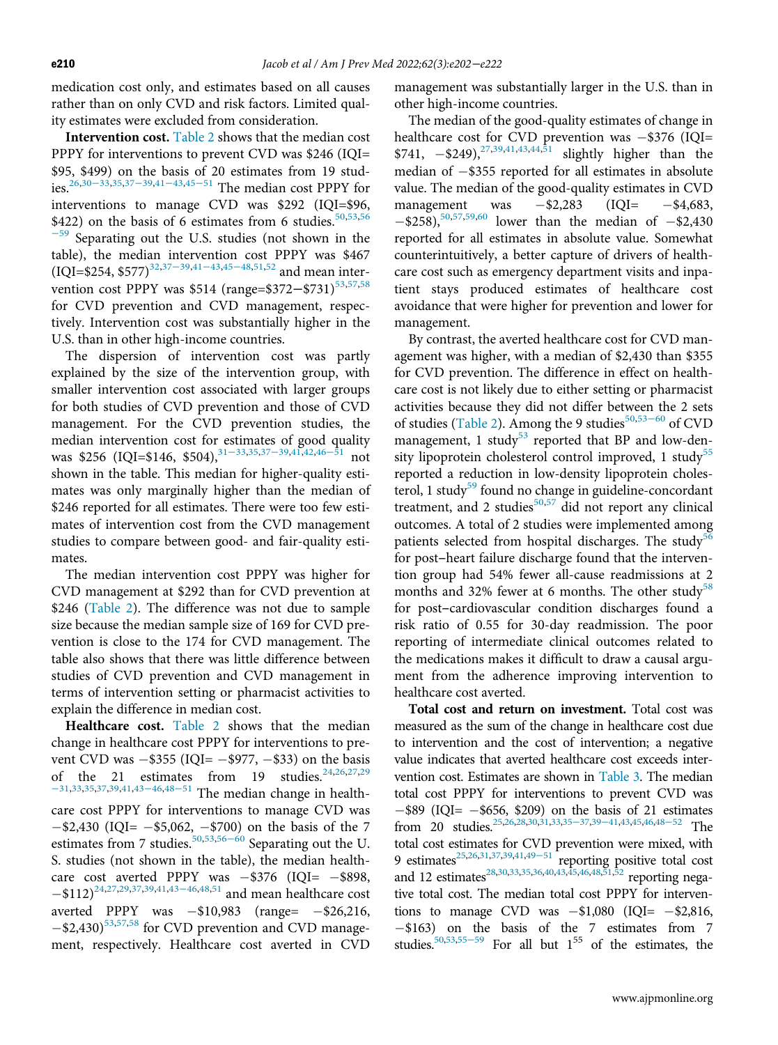medication cost only, and estimates based on all causes rather than on only CVD and risk factors. Limited quality estimates were excluded from consideration.

**Intervention cost.** Table 2 shows that the median cost PPPY for interventions to prevent CVD was $246 (IQI=$95, $499) on the basis of 20 estimates from 19 studies.[26,30–33,35,37–39,41–43,45–51] The median cost PPPY for interventions to manage CVD was $292 (IQI=$96, $422) on the basis of 6 estimates from 6 studies.[50,53,56–59] Separating out the U.S. studies (not shown in the table), the median intervention cost PPPY was $467 (IQI=$254, $577)[32,37–39,41–43,45–48,51,52] and mean intervention cost PPPY was $514 (range=$372–$731)[53,57,58] for CVD prevention and CVD management, respectively. Intervention cost was substantially higher in the U.S. than in other high-income countries.

The dispersion of intervention cost was partly explained by the size of the intervention group, with smaller intervention cost associated with larger groups for both studies of CVD prevention and those of CVD management. For the CVD prevention studies, the median intervention cost for estimates of good quality was $256 (IQI=$146, $504),[31–33,35,37–39,41,42,46–51] not shown in the table. This median for higher-quality estimates was only marginally higher than the median of $246 reported for all estimates. There were too few estimates of intervention cost from the CVD management studies to compare between good- and fair-quality estimates.

The median intervention cost PPPY was higher for CVD management at $292 than for CVD prevention at $246 (Table 2). The difference was not due to sample size because the median sample size of 169 for CVD prevention is close to the 174 for CVD management. The table also shows that there was little difference between studies of CVD prevention and CVD management in terms of intervention setting or pharmacist activities to explain the difference in median cost.

**Healthcare cost.** Table 2 shows that the median change in healthcare cost PPPY for interventions to prevent CVD was −$355 (IQI= −$977, −$33) on the basis of the 21 estimates from 19 studies.[24,26,27,29–31,33,35,37,39,41,43–46,48–51] The median change in healthcare cost PPPY for interventions to manage CVD was −$2,430 (IQI= −$5,062, −$700) on the basis of the 7 estimates from 7 studies.[50,53,56–60] Separating out the U.S. studies (not shown in the table), the median healthcare cost averted PPPY was −$376 (IQI= −$898, −$112)[24,27,29,37,39,41,43–46,48,51] and mean healthcare cost averted PPPY was −$10,983 (range= −$26,216, −$2,430)[53,57,58] for CVD prevention and CVD management, respectively. Healthcare cost averted in CVD management was substantially larger in the U.S. than in other high-income countries.

The median of the good-quality estimates of change in healthcare cost for CVD prevention was −$376 (IQI= $741, −$249),[27,39,41,43,44,51] slightly higher than the median of −$355 reported for all estimates in absolute value. The median of the good-quality estimates in CVD management was −$2,283 (IQI= −$4,683, −$258),[50,57,59,60] lower than the median of −$2,430 reported for all estimates in absolute value. Somewhat counterintuitively, a better capture of drivers of healthcare cost such as emergency department visits and inpatient stays produced estimates of healthcare cost avoidance that were higher for prevention and lower for management.

By contrast, the averted healthcare cost for CVD management was higher, with a median of $2,430 than $355 for CVD prevention. The difference in effect on healthcare cost is not likely due to either setting or pharmacist activities because they did not differ between the 2 sets of studies (Table 2). Among the 9 studies[50,53–60] of CVD management, 1 study[53] reported that BP and low-density lipoprotein cholesterol control improved, 1 study[55] reported a reduction in low-density lipoprotein cholesterol, 1 study[59] found no change in guideline-concordant treatment, and 2 studies[50,57] did not report any clinical outcomes. A total of 2 studies were implemented among patients selected from hospital discharges. The study[56] for post–heart failure discharge found that the intervention group had 54% fewer all-cause readmissions at 2 months and 32% fewer at 6 months. The other study[58] for post–cardiovascular condition discharges found a risk ratio of 0.55 for 30-day readmission. The poor reporting of intermediate clinical outcomes related to the medications makes it difficult to draw a causal argument from the adherence improving intervention to healthcare cost averted.

**Total cost and return on investment.** Total cost was measured as the sum of the change in healthcare cost due to intervention and the cost of intervention; a negative value indicates that averted healthcare cost exceeds intervention cost. Estimates are shown in Table 3. The median total cost PPPY for interventions to prevent CVD was −$89 (IQI= −$656, $209) on the basis of 21 estimates from 20 studies.[25,26,28,30,31,33,35–37,39–41,43,45,46,48–52] The total cost estimates for CVD prevention were mixed, with 9 estimates[25,26,31,37,39,41,49–51] reporting positive total cost and 12 estimates[28,30,33,35,36,40,43,45,46,48,51,52] reporting negative total cost. The median total cost PPPY for interventions to manage CVD was −$1,080 (IQI= −$2,816, −$163) on the basis of the 7 estimates from 7 studies.[50,53,55–59] For all but 1[55] of the estimates, the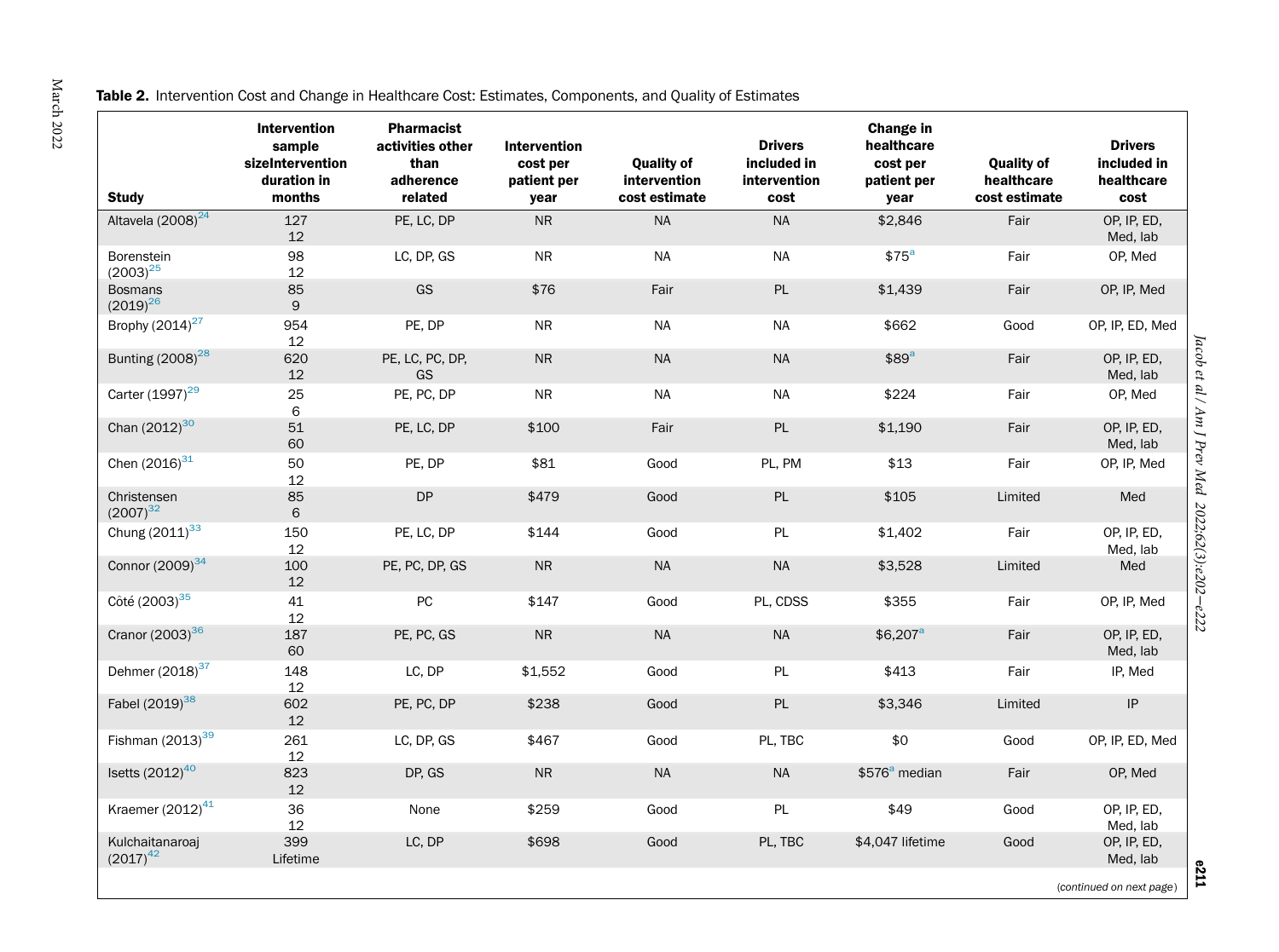**Table 2.** Intervention Cost and Change in Healthcare Cost: Estimates, Components, and Quality of Estimates

| Study | Intervention sample sizeIntervention duration in months | Pharmacist activities other than adherence related | Intervention cost per patient per year | Quality of intervention cost estimate | Drivers included in intervention cost | Change in healthcare cost per patient per year | Quality of healthcare cost estimate | Drivers included in healthcare cost |
|---|---|---|---|---|---|---|---|---|
| Altavela (2008)[24] | 127<br>12 | PE, LC, DP | NR | NA | NA | $2,846 | Fair | OP, IP, ED, Med, lab |
| Borenstein (2003)[25] | 98<br>12 | LC, DP, GS | NR | NA | NA | $75[a] | Fair | OP, Med |
| Bosmans (2019)[26] | 85<br>9 | GS | $76 | Fair | PL | $1,439 | Fair | OP, IP, Med |
| Brophy (2014)[27] | 954<br>12 | PE, DP | NR | NA | NA | $662 | Good | OP, IP, ED, Med |
| Bunting (2008)[28] | 620<br>12 | PE, LC, PC, DP, GS | NR | NA | NA | $89[a] | Fair | OP, IP, ED, Med, lab |
| Carter (1997)[29] | 25<br>6 | PE, PC, DP | NR | NA | NA | $224 | Fair | OP, Med |
| Chan (2012)[30] | 51<br>60 | PE, LC, DP | $100 | Fair | PL | $1,190 | Fair | OP, IP, ED, Med, lab |
| Chen (2016)[31] | 50<br>12 | PE, DP | $81 | Good | PL, PM | $13 | Fair | OP, IP, Med |
| Christensen (2007)[32] | 85<br>6 | DP | $479 | Good | PL | $105 | Limited | Med |
| Chung (2011)[33] | 150<br>12 | PE, LC, DP | $144 | Good | PL | $1,402 | Fair | OP, IP, ED, Med, lab |
| Connor (2009)[34] | 100<br>12 | PE, PC, DP, GS | NR | NA | NA | $3,528 | Limited | Med |
| Côté (2003)[35] | 41<br>12 | PC | $147 | Good | PL, CDSS | $355 | Fair | OP, IP, Med |
| Cranor (2003)[36] | 187<br>60 | PE, PC, GS | NR | NA | NA | $6,207[a] | Fair | OP, IP, ED, Med, lab |
| Dehmer (2018)[37] | 148<br>12 | LC, DP | $1,552 | Good | PL | $413 | Fair | IP, Med |
| Fabel (2019)[38] | 602<br>12 | PE, PC, DP | $238 | Good | PL | $3,346 | Limited | IP |
| Fishman (2013)[39] | 261<br>12 | LC, DP, GS | $467 | Good | PL, TBC | $0 | Good | OP, IP, ED, Med |
| Isetts (2012)[40] | 823<br>12 | DP, GS | NR | NA | NA | $576[a] median | Fair | OP, Med |
| Kraemer (2012)[41] | 36<br>12 | None | $259 | Good | PL | $49 | Good | OP, IP, ED, Med, lab |
| Kulchaitanaroaj (2017)[42] | 399<br>Lifetime | LC, DP | $698 | Good | PL, TBC | $4,047 lifetime | Good | OP, IP, ED, Med, lab |

*(continued on next page)*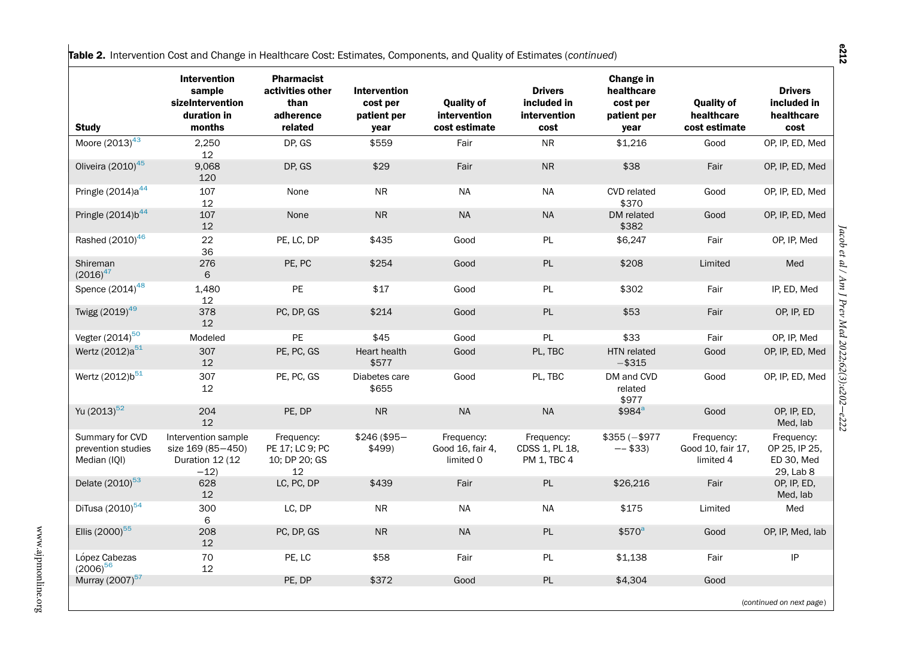**Table 2.** Intervention Cost and Change in Healthcare Cost: Estimates, Components, and Quality of Estimates (*continued*)

| Study | Intervention sample sizeIntervention duration in months | Pharmacist activities other than adherence related | Intervention cost per patient per year | Quality of intervention cost estimate | Drivers included in intervention cost | Change in healthcare cost per patient per year | Quality of healthcare cost estimate | Drivers included in healthcare cost |
|---|---|---|---|---|---|---|---|---|
| Moore (2013)[43] | 2,250<br>12 | DP, GS | $559 | Fair | NR | $1,216 | Good | OP, IP, ED, Med |
| Oliveira (2010)[45] | 9,068<br>120 | DP, GS | $29 | Fair | NR | $38 | Fair | OP, IP, ED, Med |
| Pringle (2014)a[44] | 107<br>12 | None | NR | NA | NA | CVD related<br>$370 | Good | OP, IP, ED, Med |
| Pringle (2014)b[44] | 107<br>12 | None | NR | NA | NA | DM related<br>$382 | Good | OP, IP, ED, Med |
| Rashed (2010)[46] | 22<br>36 | PE, LC, DP | $435 | Good | PL | $6,247 | Fair | OP, IP, Med |
| Shireman (2016)[47] | 276<br>6 | PE, PC | $254 | Good | PL | $208 | Limited | Med |
| Spence (2014)[48] | 1,480<br>12 | PE | $17 | Good | PL | $302 | Fair | IP, ED, Med |
| Twigg (2019)[49] | 378<br>12 | PC, DP, GS | $214 | Good | PL | $53 | Fair | OP, IP, ED |
| Vegter (2014)[50] | Modeled | PE | $45 | Good | PL | $33 | Fair | OP, IP, Med |
| Wertz (2012)a[51] | 307<br>12 | PE, PC, GS | Heart health<br>$577 | Good | PL, TBC | HTN related<br>−$315 | Good | OP, IP, ED, Med |
| Wertz (2012)b[51] | 307<br>12 | PE, PC, GS | Diabetes care<br>$655 | Good | PL, TBC | DM and CVD related<br>$977 | Good | OP, IP, ED, Med |
| Yu (2013)[52] | 204<br>12 | PE, DP | NR | NA | NA | $984[a] | Good | OP, IP, ED, Med, lab |
| Summary for CVD prevention studies Median (IQI) | Intervention sample size 169 (85−450) Duration 12 (12−12) | Frequency: PE 17; LC 9; PC 10; DP 20; GS 12 | $246 ($95−$499) | Frequency: Good 16, fair 4, limited 0 | Frequency: CDSS 1, PL 18, PM 1, TBC 4 | $355 (−$977 −− $33) | Frequency: Good 10, fair 17, limited 4 | Frequency: OP 25, IP 25, ED 30, Med 29, Lab 8 |
| Delate (2010)[53] | 628<br>12 | LC, PC, DP | $439 | Fair | PL | $26,216 | Fair | OP, IP, ED, Med, lab |
| DiTusa (2010)[54] | 300<br>6 | LC, DP | NR | NA | NA | $175 | Limited | Med |
| Ellis (2000)[55] | 208<br>12 | PC, DP, GS | NR | NA | PL | $570[a] | Good | OP, IP, Med, lab |
| López Cabezas (2006)[56] | 70<br>12 | PE, LC | $58 | Fair | PL | $1,138 | Fair | IP |
| Murray (2007)[57] | | PE, DP | $372 | Good | PL | $4,304 | Good | |

(*continued on next page*)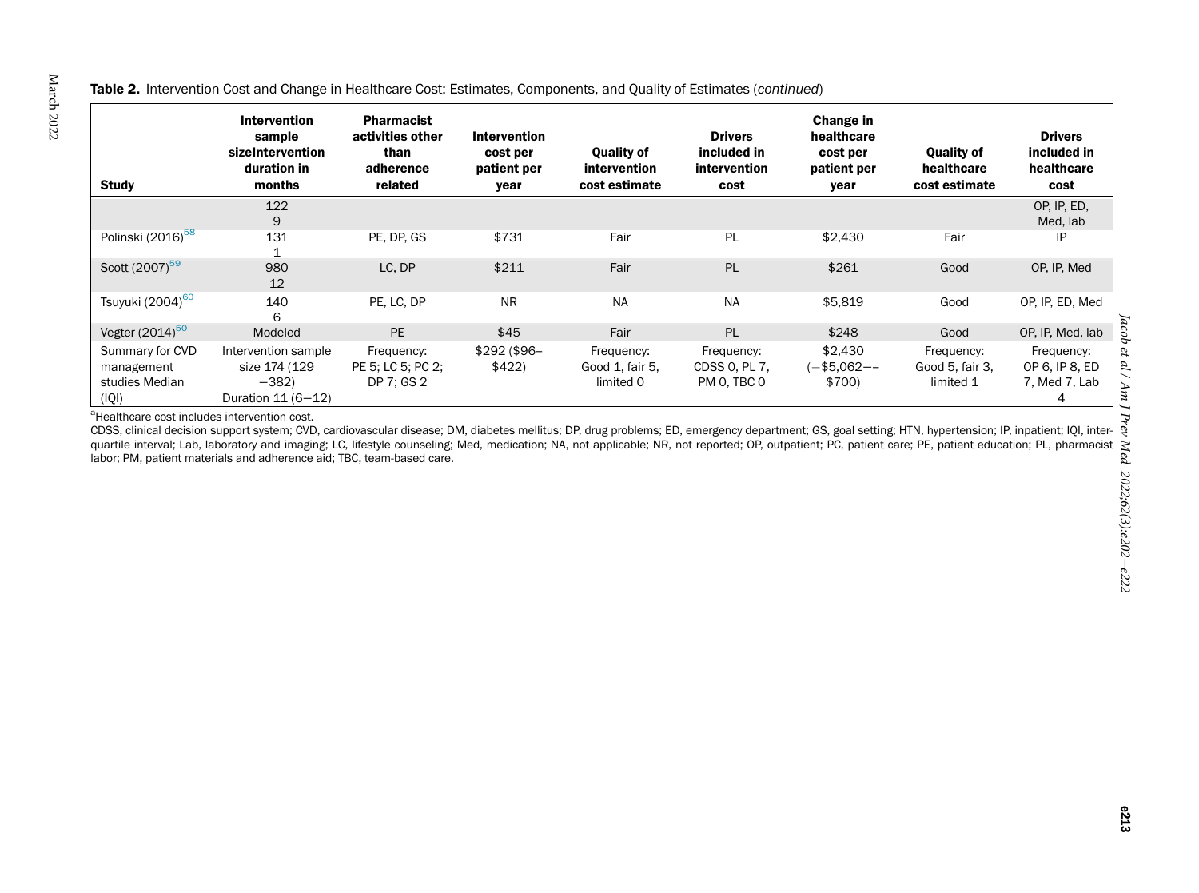**Table 2.** Intervention Cost and Change in Healthcare Cost: Estimates, Components, and Quality of Estimates (*continued*)

| Study | Intervention sample sizeIntervention duration in months | Pharmacist activities other than adherence related | Intervention cost per patient per year | Quality of intervention cost estimate | Drivers included in intervention cost | Change in healthcare cost per patient per year | Quality of healthcare cost estimate | Drivers included in healthcare cost |
|---|---|---|---|---|---|---|---|---|
| | 122 9 | | | | | | | OP, IP, ED, Med, lab |
| Polinski (2016)[58] | 131 1 | PE, DP, GS | $731 | Fair | PL | $2,430 | Fair | IP |
| Scott (2007)[59] | 980 12 | LC, DP | $211 | Fair | PL | $261 | Good | OP, IP, Med |
| Tsuyuki (2004)[60] | 140 6 | PE, LC, DP | NR | NA | NA | $5,819 | Good | OP, IP, ED, Med |
| Vegter (2014)[50] | Modeled | PE | $45 | Fair | PL | $248 | Good | OP, IP, Med, lab |
| Summary for CVD management studies Median (IQI) | Intervention sample size 174 (129 −382) Duration 11 (6−12) | Frequency: PE 5; LC 5; PC 2; DP 7; GS 2 | $292 ($96–$422) | Frequency: Good 1, fair 5, limited 0 | Frequency: CDSS 0, PL 7, PM 0, TBC 0 | $2,430 (−$5,062−−$700) | Frequency: Good 5, fair 3, limited 1 | Frequency: OP 6, IP 8, ED 7, Med 7, Lab 4 |

[a]Healthcare cost includes intervention cost.

CDSS, clinical decision support system; CVD, cardiovascular disease; DM, diabetes mellitus; DP, drug problems; ED, emergency department; GS, goal setting; HTN, hypertension; IP, inpatient; IQI, interquartile interval; Lab, laboratory and imaging; LC, lifestyle counseling; Med, medication; NA, not applicable; NR, not reported; OP, outpatient; PC, patient care; PE, patient education; PL, pharmacist labor; PM, patient materials and adherence aid; TBC, team-based care.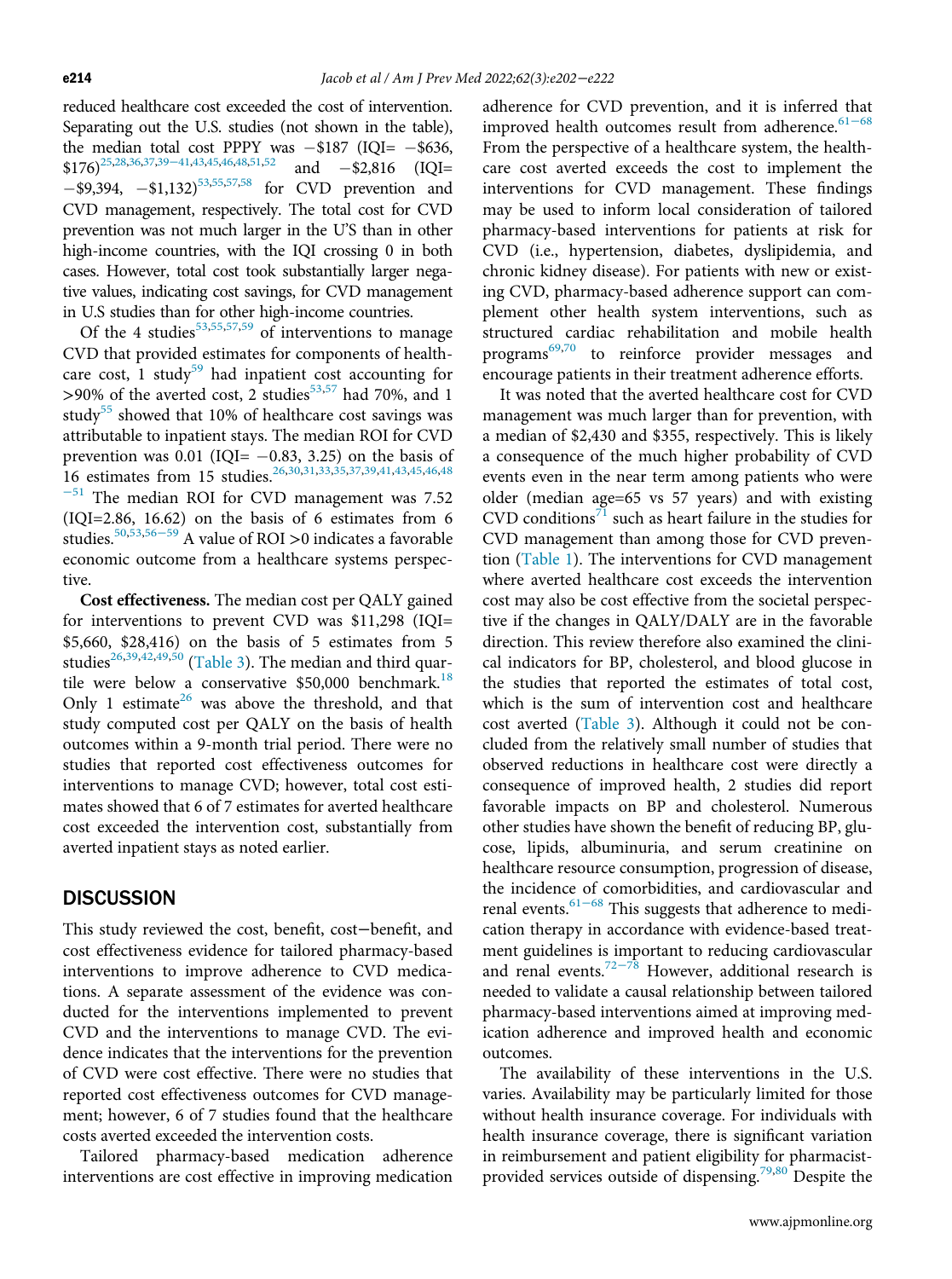reduced healthcare cost exceeded the cost of intervention. Separating out the U.S. studies (not shown in the table), the median total cost PPPY was −$187 (IQI= −$636, $176)[25,28,36,37,39–41,43,45,46,48,51,52] and −$2,816 (IQI= −$9,394, −$1,132)[53,55,57,58] for CVD prevention and CVD management, respectively. The total cost for CVD prevention was not much larger in the U.S than in other high-income countries, with the IQI crossing 0 in both cases. However, total cost took substantially larger negative values, indicating cost savings, for CVD management in U.S studies than for other high-income countries.

Of the 4 studies[53,55,57,59] of interventions to manage CVD that provided estimates for components of healthcare cost, 1 study[59] had inpatient cost accounting for >90% of the averted cost, 2 studies[53,57] had 70%, and 1 study[55] showed that 10% of healthcare cost savings was attributable to inpatient stays. The median ROI for CVD prevention was 0.01 (IQI= −0.83, 3.25) on the basis of 16 estimates from 15 studies.[26,30,31,33,35,37,39,41,43,45,46,48–51] The median ROI for CVD management was 7.52 (IQI=2.86, 16.62) on the basis of 6 estimates from 6 studies.[50,53,56–59] A value of ROI >0 indicates a favorable economic outcome from a healthcare systems perspective.

**Cost effectiveness.** The median cost per QALY gained for interventions to prevent CVD was $11,298 (IQI= $5,660, $28,416) on the basis of 5 estimates from 5 studies[26,39,42,49,50] (Table 3). The median and third quartile were below a conservative $50,000 benchmark.[18] Only 1 estimate[26] was above the threshold, and that study computed cost per QALY on the basis of health outcomes within a 9-month trial period. There were no studies that reported cost effectiveness outcomes for interventions to manage CVD; however, total cost estimates showed that 6 of 7 estimates for averted healthcare cost exceeded the intervention cost, substantially from averted inpatient stays as noted earlier.

## DISCUSSION

This study reviewed the cost, benefit, cost−benefit, and cost effectiveness evidence for tailored pharmacy-based interventions to improve adherence to CVD medications. A separate assessment of the evidence was conducted for the interventions implemented to prevent CVD and the interventions to manage CVD. The evidence indicates that the interventions for the prevention of CVD were cost effective. There were no studies that reported cost effectiveness outcomes for CVD management; however, 6 of 7 studies found that the healthcare costs averted exceeded the intervention costs.

Tailored pharmacy-based medication adherence interventions are cost effective in improving medication adherence for CVD prevention, and it is inferred that improved health outcomes result from adherence.[61–68] From the perspective of a healthcare system, the healthcare cost averted exceeds the cost to implement the interventions for CVD management. These findings may be used to inform local consideration of tailored pharmacy-based interventions for patients at risk for CVD (i.e., hypertension, diabetes, dyslipidemia, and chronic kidney disease). For patients with new or existing CVD, pharmacy-based adherence support can complement other health system interventions, such as structured cardiac rehabilitation and mobile health programs[69,70] to reinforce provider messages and encourage patients in their treatment adherence efforts.

It was noted that the averted healthcare cost for CVD management was much larger than for prevention, with a median of $2,430 and $355, respectively. This is likely a consequence of the much higher probability of CVD events even in the near term among patients who were older (median age=65 vs 57 years) and with existing CVD conditions[71] such as heart failure in the studies for CVD management than among those for CVD prevention (Table 1). The interventions for CVD management where averted healthcare cost exceeds the intervention cost may also be cost effective from the societal perspective if the changes in QALY/DALY are in the favorable direction. This review therefore also examined the clinical indicators for BP, cholesterol, and blood glucose in the studies that reported the estimates of total cost, which is the sum of intervention cost and healthcare cost averted (Table 3). Although it could not be concluded from the relatively small number of studies that observed reductions in healthcare cost were directly a consequence of improved health, 2 studies did report favorable impacts on BP and cholesterol. Numerous other studies have shown the benefit of reducing BP, glucose, lipids, albuminuria, and serum creatinine on healthcare resource consumption, progression of disease, the incidence of comorbidities, and cardiovascular and renal events.[61–68] This suggests that adherence to medication therapy in accordance with evidence-based treatment guidelines is important to reducing cardiovascular and renal events.[72–78] However, additional research is needed to validate a causal relationship between tailored pharmacy-based interventions aimed at improving medication adherence and improved health and economic outcomes.

The availability of these interventions in the U.S. varies. Availability may be particularly limited for those without health insurance coverage. For individuals with health insurance coverage, there is significant variation in reimbursement and patient eligibility for pharmacist-provided services outside of dispensing.[79,80] Despite the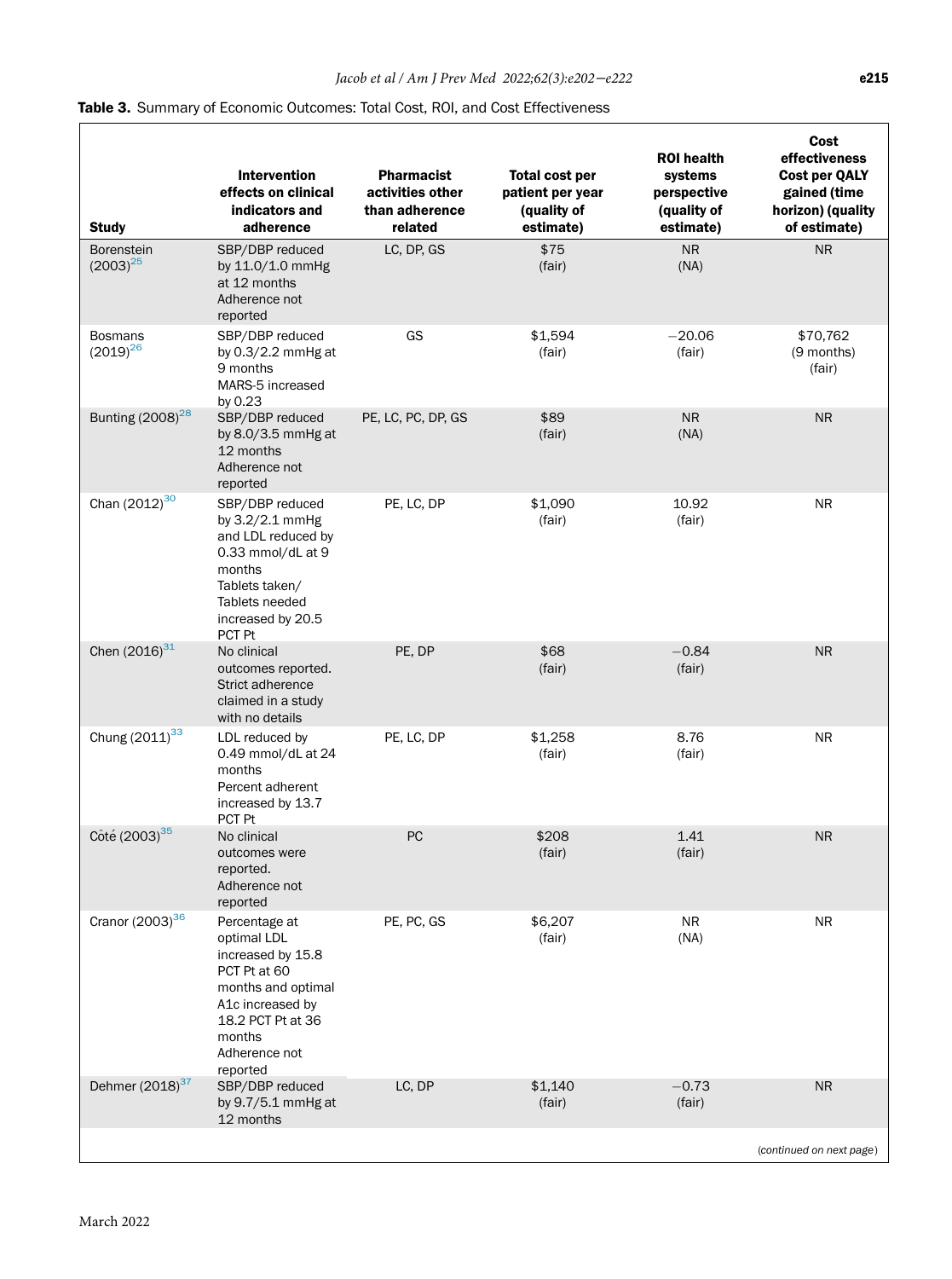**Table 3.** Summary of Economic Outcomes: Total Cost, ROI, and Cost Effectiveness

| Study | Intervention effects on clinical indicators and adherence | Pharmacist activities other than adherence related | Total cost per patient per year (quality of estimate) | ROI health systems perspective (quality of estimate) | Cost effectiveness Cost per QALY gained (time horizon) (quality of estimate) |
|---|---|---|---|---|---|
| Borenstein (2003)[25] | SBP/DBP reduced by 11.0/1.0 mmHg at 12 months Adherence not reported | LC, DP, GS | $75 (fair) | NR (NA) | NR |
| Bosmans (2019)[26] | SBP/DBP reduced by 0.3/2.2 mmHg at 9 months MARS-5 increased by 0.23 | GS | $1,594 (fair) | −20.06 (fair) | $70,762 (9 months) (fair) |
| Bunting (2008)[28] | SBP/DBP reduced by 8.0/3.5 mmHg at 12 months Adherence not reported | PE, LC, PC, DP, GS | $89 (fair) | NR (NA) | NR |
| Chan (2012)[30] | SBP/DBP reduced by 3.2/2.1 mmHg and LDL reduced by 0.33 mmol/dL at 9 months Tablets taken/ Tablets needed increased by 20.5 PCT Pt | PE, LC, DP | $1,090 (fair) | 10.92 (fair) | NR |
| Chen (2016)[31] | No clinical outcomes reported. Strict adherence claimed in a study with no details | PE, DP | $68 (fair) | −0.84 (fair) | NR |
| Chung (2011)[33] | LDL reduced by 0.49 mmol/dL at 24 months Percent adherent increased by 13.7 PCT Pt | PE, LC, DP | $1,258 (fair) | 8.76 (fair) | NR |
| Côté (2003)[35] | No clinical outcomes were reported. Adherence not reported | PC | $208 (fair) | 1.41 (fair) | NR |
| Cranor (2003)[36] | Percentage at optimal LDL increased by 15.8 PCT Pt at 60 months and optimal A1c increased by 18.2 PCT Pt at 36 months Adherence not reported | PE, PC, GS | $6,207 (fair) | NR (NA) | NR |
| Dehmer (2018)[37] | SBP/DBP reduced by 9.7/5.1 mmHg at 12 months | LC, DP | $1,140 (fair) | −0.73 (fair) | NR |

(*continued on next page*)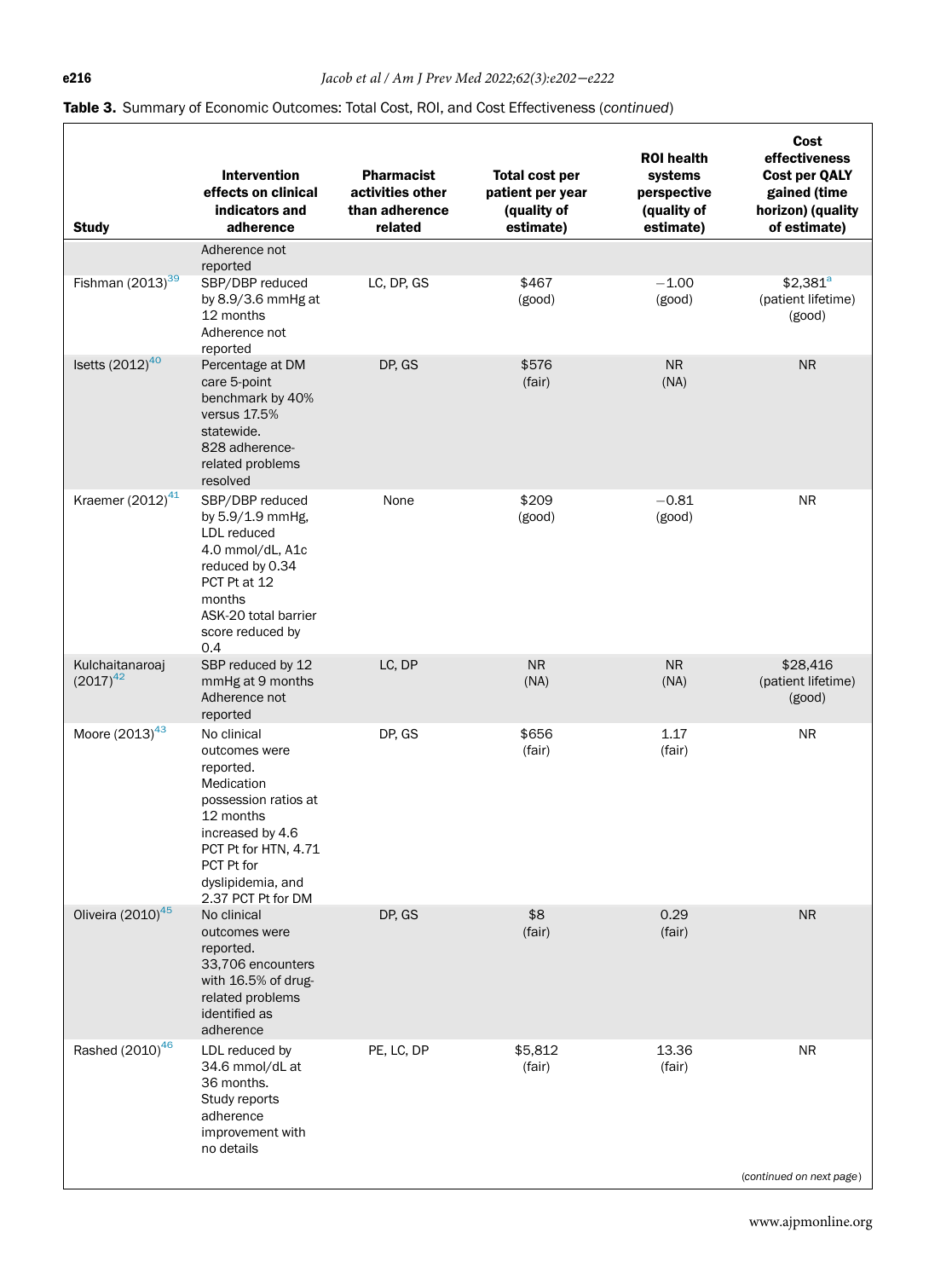**Table 3.** Summary of Economic Outcomes: Total Cost, ROI, and Cost Effectiveness (*continued*)

| Study | Intervention effects on clinical indicators and adherence | Pharmacist activities other than adherence related | Total cost per patient per year (quality of estimate) | ROI health systems perspective (quality of estimate) | Cost effectiveness Cost per QALY gained (time horizon) (quality of estimate) |
|---|---|---|---|---|---|
| | Adherence not reported | | | | |
| Fishman (2013)[39] | SBP/DBP reduced by 8.9/3.6 mmHg at 12 months Adherence not reported | LC, DP, GS | $467 (good) | −1.00 (good) | $2,381[a] (patient lifetime) (good) |
| Isetts (2012)[40] | Percentage at DM care 5-point benchmark by 40% versus 17.5% statewide. 828 adherence-related problems resolved | DP, GS | $576 (fair) | NR (NA) | NR |
| Kraemer (2012)[41] | SBP/DBP reduced by 5.9/1.9 mmHg, LDL reduced 4.0 mmol/dL, A1c reduced by 0.34 PCT Pt at 12 months ASK-20 total barrier score reduced by 0.4 | None | $209 (good) | −0.81 (good) | NR |
| Kulchaitanaroaj (2017)[42] | SBP reduced by 12 mmHg at 9 months Adherence not reported | LC, DP | NR (NA) | NR (NA) | $28,416 (patient lifetime) (good) |
| Moore (2013)[43] | No clinical outcomes were reported. Medication possession ratios at 12 months increased by 4.6 PCT Pt for HTN, 4.71 PCT Pt for dyslipidemia, and 2.37 PCT Pt for DM | DP, GS | $656 (fair) | 1.17 (fair) | NR |
| Oliveira (2010)[45] | No clinical outcomes were reported. 33,706 encounters with 16.5% of drug-related problems identified as adherence | DP, GS | $8 (fair) | 0.29 (fair) | NR |
| Rashed (2010)[46] | LDL reduced by 34.6 mmol/dL at 36 months. Study reports adherence improvement with no details | PE, LC, DP | $5,812 (fair) | 13.36 (fair) | NR |

(*continued on next page*)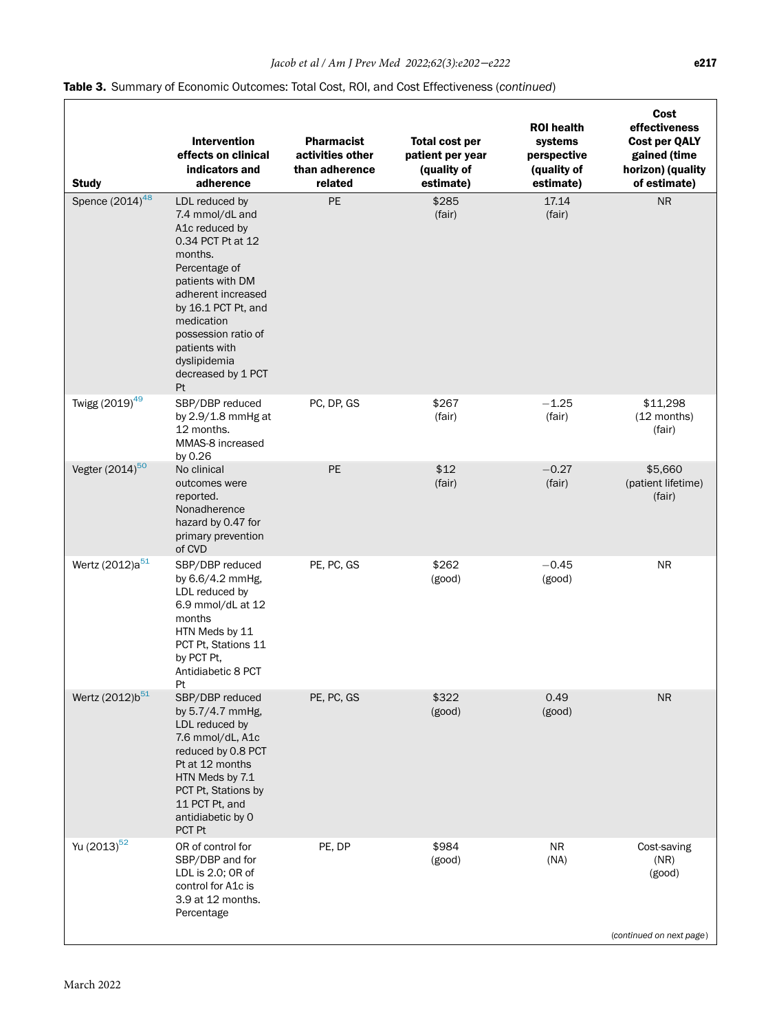**Table 3.** Summary of Economic Outcomes: Total Cost, ROI, and Cost Effectiveness (*continued*)

| Study | Intervention effects on clinical indicators and adherence | Pharmacist activities other than adherence related | Total cost per patient per year (quality of estimate) | ROI health systems perspective (quality of estimate) | Cost effectiveness Cost per QALY gained (time horizon) (quality of estimate) |
|---|---|---|---|---|---|
| Spence (2014)[48] | LDL reduced by 7.4 mmol/dL and A1c reduced by 0.34 PCT Pt at 12 months. Percentage of patients with DM adherent increased by 16.1 PCT Pt, and medication possession ratio of patients with dyslipidemia decreased by 1 PCT Pt | PE | $285 (fair) | 17.14 (fair) | NR |
| Twigg (2019)[49] | SBP/DBP reduced by 2.9/1.8 mmHg at 12 months. MMAS-8 increased by 0.26 | PC, DP, GS | $267 (fair) | −1.25 (fair) | $11,298 (12 months) (fair) |
| Vegter (2014)[50] | No clinical outcomes were reported. Nonadherence hazard by 0.47 for primary prevention of CVD | PE | $12 (fair) | −0.27 (fair) | $5,660 (patient lifetime) (fair) |
| Wertz (2012)a[51] | SBP/DBP reduced by 6.6/4.2 mmHg, LDL reduced by 6.9 mmol/dL at 12 months HTN Meds by 11 PCT Pt, Stations 11 by PCT Pt, Antidiabetic 8 PCT Pt | PE, PC, GS | $262 (good) | −0.45 (good) | NR |
| Wertz (2012)b[51] | SBP/DBP reduced by 5.7/4.7 mmHg, LDL reduced by 7.6 mmol/dL, A1c reduced by 0.8 PCT Pt at 12 months HTN Meds by 7.1 PCT Pt, Stations by 11 PCT Pt, and antidiabetic by 0 PCT Pt | PE, PC, GS | $322 (good) | 0.49 (good) | NR |
| Yu (2013)[52] | OR of control for SBP/DBP and for LDL is 2.0; OR of control for A1c is 3.9 at 12 months. Percentage | PE, DP | $984 (good) | NR (NA) | Cost-saving (NR) (good) |

(*continued on next page*)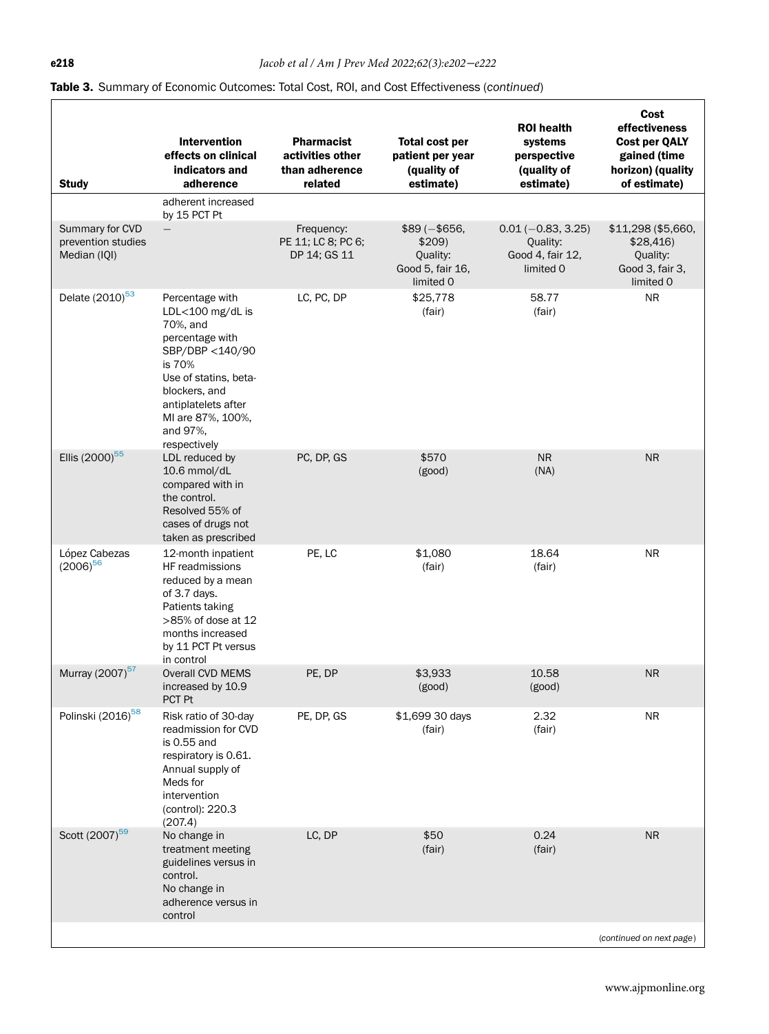**Table 3.** Summary of Economic Outcomes: Total Cost, ROI, and Cost Effectiveness (*continued*)

| Study | Intervention effects on clinical indicators and adherence | Pharmacist activities other than adherence related | Total cost per patient per year (quality of estimate) | ROI health systems perspective (quality of estimate) | Cost effectiveness Cost per QALY gained (time horizon) (quality of estimate) |
|---|---|---|---|---|---|
| | adherent increased by 15 PCT Pt | | | | |
| Summary for CVD prevention studies Median (IQI) | — | Frequency: PE 11; LC 8; PC 6; DP 14; GS 11 | $89 (−$656, $209) Quality: Good 5, fair 16, limited 0 | 0.01 (−0.83, 3.25) Quality: Good 4, fair 12, limited 0 | $11,298 ($5,660, $28,416) Quality: Good 3, fair 3, limited 0 |
| Delate (2010)[53] | Percentage with LDL<100 mg/dL is 70%, and percentage with SBP/DBP <140/90 is 70% Use of statins, beta-blockers, and antiplatelets after MI are 87%, 100%, and 97%, respectively | LC, PC, DP | $25,778 (fair) | 58.77 (fair) | NR |
| Ellis (2000)[55] | LDL reduced by 10.6 mmol/dL compared with in the control. Resolved 55% of cases of drugs not taken as prescribed | PC, DP, GS | $570 (good) | NR (NA) | NR |
| López Cabezas (2006)[56] | 12-month inpatient HF readmissions reduced by a mean of 3.7 days. Patients taking >85% of dose at 12 months increased by 11 PCT Pt versus in control | PE, LC | $1,080 (fair) | 18.64 (fair) | NR |
| Murray (2007)[57] | Overall CVD MEMS increased by 10.9 PCT Pt | PE, DP | $3,933 (good) | 10.58 (good) | NR |
| Polinski (2016)[58] | Risk ratio of 30-day readmission for CVD is 0.55 and respiratory is 0.61. Annual supply of Meds for intervention (control): 220.3 (207.4) | PE, DP, GS | $1,699 30 days (fair) | 2.32 (fair) | NR |
| Scott (2007)[59] | No change in treatment meeting guidelines versus in control. No change in adherence versus in control | LC, DP | $50 (fair) | 0.24 (fair) | NR |

(*continued on next page*)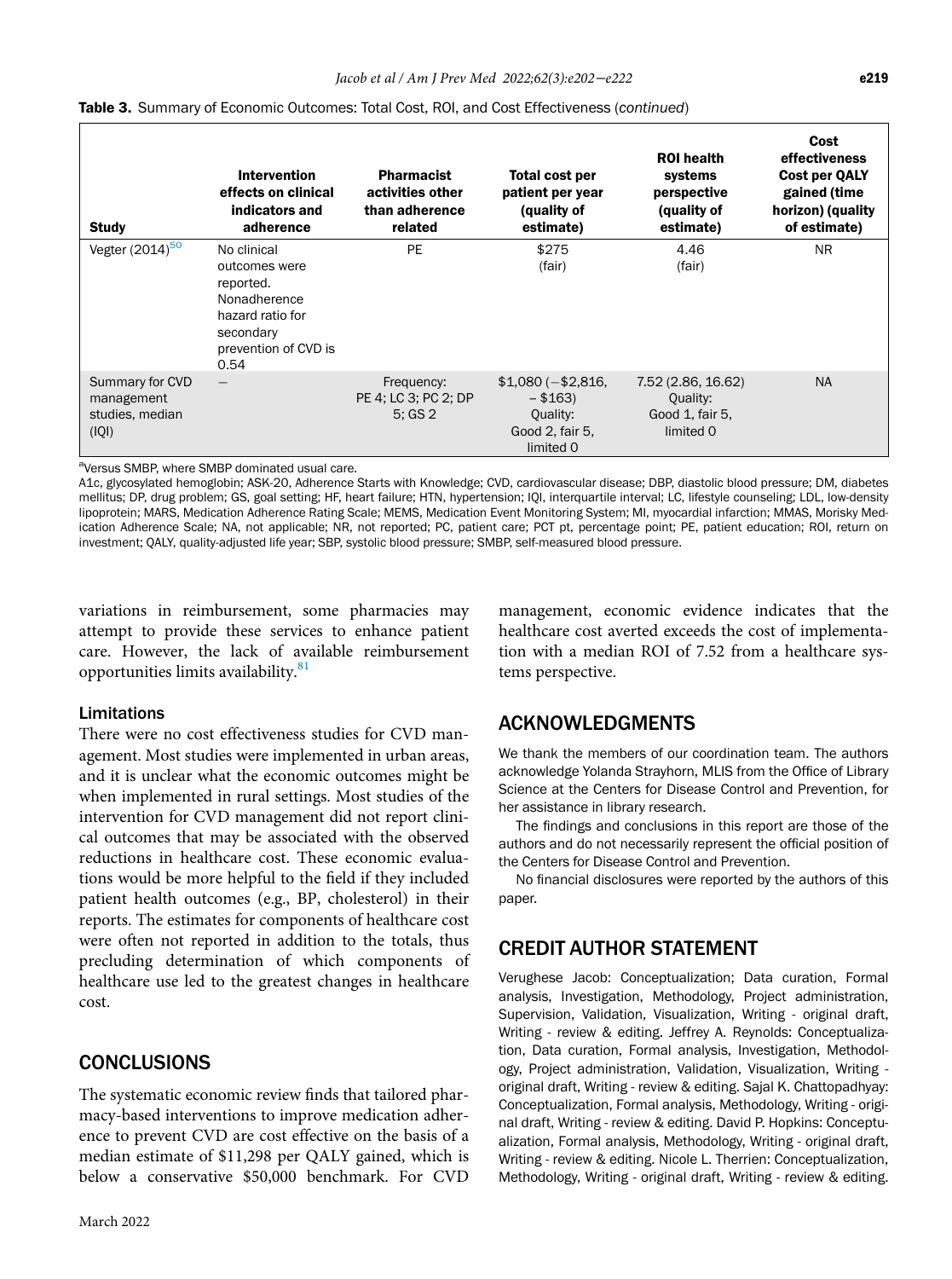**Table 3.** Summary of Economic Outcomes: Total Cost, ROI, and Cost Effectiveness (*continued*)

| Study | Intervention effects on clinical indicators and adherence | Pharmacist activities other than adherence related | Total cost per patient per year (quality of estimate) | ROI health systems perspective (quality of estimate) | Cost effectiveness Cost per QALY gained (time horizon) (quality of estimate) |
|---|---|---|---|---|---|
| Vegter (2014)[50] | No clinical outcomes were reported. Nonadherence hazard ratio for secondary prevention of CVD is 0.54 | PE | $275 (fair) | 4.46 (fair) | NR |
| Summary for CVD management studies, median (IQI) | — | Frequency: PE 4; LC 3; PC 2; DP 5; GS 2 | $1,080 (−$2,816, − $163) Quality: Good 2, fair 5, limited 0 | 7.52 (2.86, 16.62) Quality: Good 1, fair 5, limited 0 | NA |

[a]Versus SMBP, where SMBP dominated usual care.

A1c, glycosylated hemoglobin; ASK-20, Adherence Starts with Knowledge; CVD, cardiovascular disease; DBP, diastolic blood pressure; DM, diabetes mellitus; DP, drug problem; GS, goal setting; HF, heart failure; HTN, hypertension; IQI, interquartile interval; LC, lifestyle counseling; LDL, low-density lipoprotein; MARS, Medication Adherence Rating Scale; MEMS, Medication Event Monitoring System; MI, myocardial infarction; MMAS, Morisky Medication Adherence Scale; NA, not applicable; NR, not reported; PC, patient care; PCT pt, percentage point; PE, patient education; ROI, return on investment; QALY, quality-adjusted life year; SBP, systolic blood pressure; SMBP, self-measured blood pressure.

variations in reimbursement, some pharmacies may attempt to provide these services to enhance patient care. However, the lack of available reimbursement opportunities limits availability.[81]

### Limitations

There were no cost effectiveness studies for CVD management. Most studies were implemented in urban areas, and it is unclear what the economic outcomes might be when implemented in rural settings. Most studies of the intervention for CVD management did not report clinical outcomes that may be associated with the observed reductions in healthcare cost. These economic evaluations would be more helpful to the field if they included patient health outcomes (e.g., BP, cholesterol) in their reports. The estimates for components of healthcare cost were often not reported in addition to the totals, thus precluding determination of which components of healthcare use led to the greatest changes in healthcare cost.

## CONCLUSIONS

The systematic economic review finds that tailored pharmacy-based interventions to improve medication adherence to prevent CVD are cost effective on the basis of a median estimate of $11,298 per QALY gained, which is below a conservative $50,000 benchmark. For CVD management, economic evidence indicates that the healthcare cost averted exceeds the cost of implementation with a median ROI of 7.52 from a healthcare systems perspective.

## ACKNOWLEDGMENTS

We thank the members of our coordination team. The authors acknowledge Yolanda Strayhorn, MLIS from the Office of Library Science at the Centers for Disease Control and Prevention, for her assistance in library research.

The findings and conclusions in this report are those of the authors and do not necessarily represent the official position of the Centers for Disease Control and Prevention.

No financial disclosures were reported by the authors of this paper.

## CREDIT AUTHOR STATEMENT

Verughese Jacob: Conceptualization; Data curation, Formal analysis, Investigation, Methodology, Project administration, Supervision, Validation, Visualization, Writing - original draft, Writing - review & editing. Jeffrey A. Reynolds: Conceptualization, Data curation, Formal analysis, Investigation, Methodology, Project administration, Validation, Visualization, Writing - original draft, Writing - review & editing. Sajal K. Chattopadhyay: Conceptualization, Formal analysis, Methodology, Writing - original draft, Writing - review & editing. David P. Hopkins: Conceptualization, Formal analysis, Methodology, Writing - original draft, Writing - review & editing. Nicole L. Therrien: Conceptualization, Methodology, Writing - original draft, Writing - review & editing.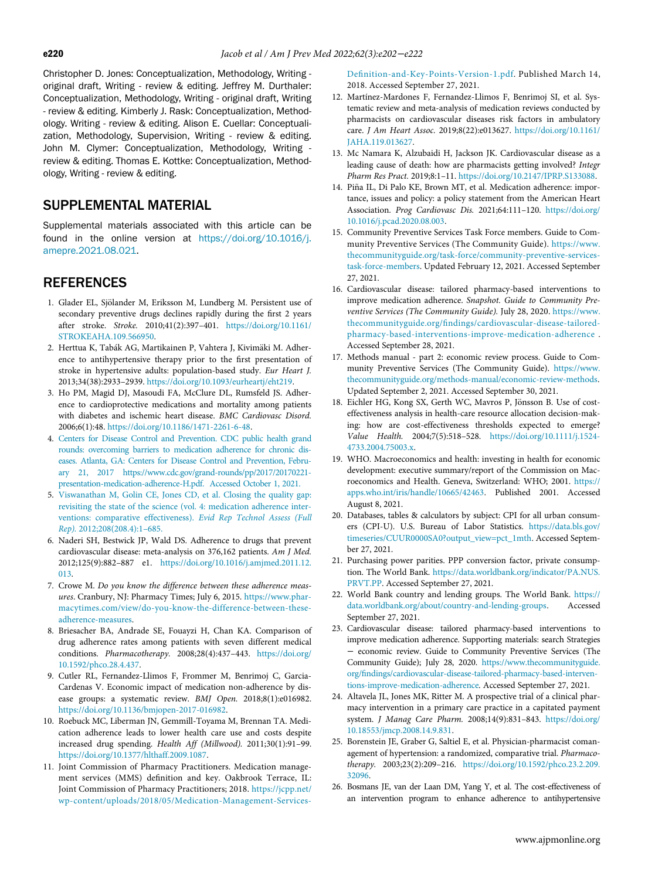Christopher D. Jones: Conceptualization, Methodology, Writing - original draft, Writing - review & editing. Jeffrey M. Durthaler: Conceptualization, Methodology, Writing - original draft, Writing - review & editing. Kimberly J. Rask: Conceptualization, Methodology. Writing - review & editing. Alison E. Cuellar: Conceptualization, Methodology, Supervision, Writing - review & editing. John M. Clymer: Conceptualization, Methodology, Writing - review & editing. Thomas E. Kottke: Conceptualization, Methodology, Writing - review & editing.

## SUPPLEMENTAL MATERIAL

Supplemental materials associated with this article can be found in the online version at https://doi.org/10.1016/j.amepre.2021.08.021.

## REFERENCES

1. Glader EL, Sjölander M, Eriksson M, Lundberg M. Persistent use of secondary preventive drugs declines rapidly during the first 2 years after stroke. *Stroke.* 2010;41(2):397–401. https://doi.org/10.1161/STROKEAHA.109.566950.
2. Herttua K, Tabák AG, Martikainen P, Vahtera J, Kivimäki M. Adherence to antihypertensive therapy prior to the first presentation of stroke in hypertensive adults: population-based study. *Eur Heart J.* 2013;34(38):2933–2939. https://doi.org/10.1093/eurheartj/eht219.
3. Ho PM, Magid DJ, Masoudi FA, McClure DL, Rumsfeld JS. Adherence to cardioprotective medications and mortality among patients with diabetes and ischemic heart disease. *BMC Cardiovasc Disord.* 2006;6(1):48. https://doi.org/10.1186/1471-2261-6-48.
4. Centers for Disease Control and Prevention. CDC public health grand rounds: overcoming barriers to medication adherence for chronic diseases. Atlanta, GA: Centers for Disease Control and Prevention, February 21, 2017 https://www.cdc.gov/grand-rounds/pp/2017/20170221-presentation-medication-adherence-H.pdf. Accessed October 1, 2021.
5. Viswanathan M, Golin CE, Jones CD, et al. Closing the quality gap: revisiting the state of the science (vol. 4: medication adherence interventions: comparative effectiveness). *Evid Rep Technol Assess (Full Rep).* 2012;208(208.4):1–685.
6. Naderi SH, Bestwick JP, Wald DS. Adherence to drugs that prevent cardiovascular disease: meta-analysis on 376,162 patients. *Am J Med.* 2012;125(9):882–887 e1. https://doi.org/10.1016/j.amjmed.2011.12.013.
7. Crowe M. *Do you know the difference between these adherence measures*. Cranbury, NJ: Pharmacy Times; July 6, 2015. https://www.pharmacytimes.com/view/do-you-know-the-difference-between-these-adherence-measures.
8. Briesacher BA, Andrade SE, Fouayzi H, Chan KA. Comparison of drug adherence rates among patients with seven different medical conditions. *Pharmacotherapy.* 2008;28(4):437–443. https://doi.org/10.1592/phco.28.4.437.
9. Cutler RL, Fernandez-Llimos F, Frommer M, Benrimoj C, Garcia-Cardenas V. Economic impact of medication non-adherence by disease groups: a systematic review. *BMJ Open.* 2018;8(1):e016982. https://doi.org/10.1136/bmjopen-2017-016982.
10. Roebuck MC, Liberman JN, Gemmill-Toyama M, Brennan TA. Medication adherence leads to lower health care use and costs despite increased drug spending. *Health Aff (Millwood).* 2011;30(1):91–99. https://doi.org/10.1377/hlthaff.2009.1087.
11. Joint Commission of Pharmacy Practitioners. Medication management services (MMS) definition and key. Oakbrook Terrace, IL: Joint Commission of Pharmacy Practitioners; 2018. https://jcpp.net/wp-content/uploads/2018/05/Medication-Management-Services-Definition-and-Key-Points-Version-1.pdf. Published March 14, 2018. Accessed September 27, 2021.
12. Martínez-Mardones F, Fernandez-Llimos F, Benrimoj SI, et al. Systematic review and meta-analysis of medication reviews conducted by pharmacists on cardiovascular diseases risk factors in ambulatory care. *J Am Heart Assoc.* 2019;8(22):e013627. https://doi.org/10.1161/JAHA.119.013627.
13. Mc Namara K, Alzubaidi H, Jackson JK. Cardiovascular disease as a leading cause of death: how are pharmacists getting involved? *Integr Pharm Res Pract.* 2019;8:1–11. https://doi.org/10.2147/IPRP.S133088.
14. Piña IL, Di Palo KE, Brown MT, et al. Medication adherence: importance, issues and policy: a policy statement from the American Heart Association. *Prog Cardiovasc Dis.* 2021;64:111–120. https://doi.org/10.1016/j.pcad.2020.08.003.
15. Community Preventive Services Task Force members. Guide to Community Preventive Services (The Community Guide). https://www.thecommunityguide.org/task-force/community-preventive-services-task-force-members. Updated February 12, 2021. Accessed September 27, 2021.
16. Cardiovascular disease: tailored pharmacy-based interventions to improve medication adherence. *Snapshot. Guide to Community Preventive Services (The Community Guide).* July 28, 2020. https://www.thecommunityguide.org/findings/cardiovascular-disease-tailored-pharmacy-based-interventions-improve-medication-adherence . Accessed September 28, 2021.
17. Methods manual - part 2: economic review process. Guide to Community Preventive Services (The Community Guide). https://www.thecommunityguide.org/methods-manual/economic-review-methods. Updated September 2, 2021. Accessed September 30, 2021.
18. Eichler HG, Kong SX, Gerth WC, Mavros P, Jönsson B. Use of cost-effectiveness analysis in health-care resource allocation decision-making: how are cost-effectiveness thresholds expected to emerge? *Value Health.* 2004;7(5):518–528. https://doi.org/10.1111/j.1524-4733.2004.75003.x.
19. WHO. Macroeconomics and health: investing in health for economic development: executive summary/report of the Commission on Macroeconomics and Health. Geneva, Switzerland: WHO; 2001. https://apps.who.int/iris/handle/10665/42463. Published 2001. Accessed August 8, 2021.
20. Databases, tables & calculators by subject: CPI for all urban consumers (CPI-U). U.S. Bureau of Labor Statistics. https://data.bls.gov/timeseries/CUUR0000SA0?output_view=pct_1mth. Accessed September 27, 2021.
21. Purchasing power parities. PPP conversion factor, private consumption. The World Bank. https://data.worldbank.org/indicator/PA.NUS.PRVT.PP. Accessed September 27, 2021.
22. World Bank country and lending groups. The World Bank. https://data.worldbank.org/about/country-and-lending-groups. Accessed September 27, 2021.
23. Cardiovascular disease: tailored pharmacy-based interventions to improve medication adherence. Supporting materials: search Strategies − economic review. Guide to Community Preventive Services (The Community Guide); July 28, 2020. https://www.thecommunityguide.org/findings/cardiovascular-disease-tailored-pharmacy-based-interventions-improve-medication-adherence. Accessed September 27, 2021.
24. Altavela JL, Jones MK, Ritter M. A prospective trial of a clinical pharmacy intervention in a primary care practice in a capitated payment system. *J Manag Care Pharm.* 2008;14(9):831–843. https://doi.org/10.18553/jmcp.2008.14.9.831.
25. Borenstein JE, Graber G, Saltiel E, et al. Physician-pharmacist comanagement of hypertension: a randomized, comparative trial. *Pharmacotherapy.* 2003;23(2):209–216. https://doi.org/10.1592/phco.23.2.209.32096.
26. Bosmans JE, van der Laan DM, Yang Y, et al. The cost-effectiveness of an intervention program to enhance adherence to antihypertensive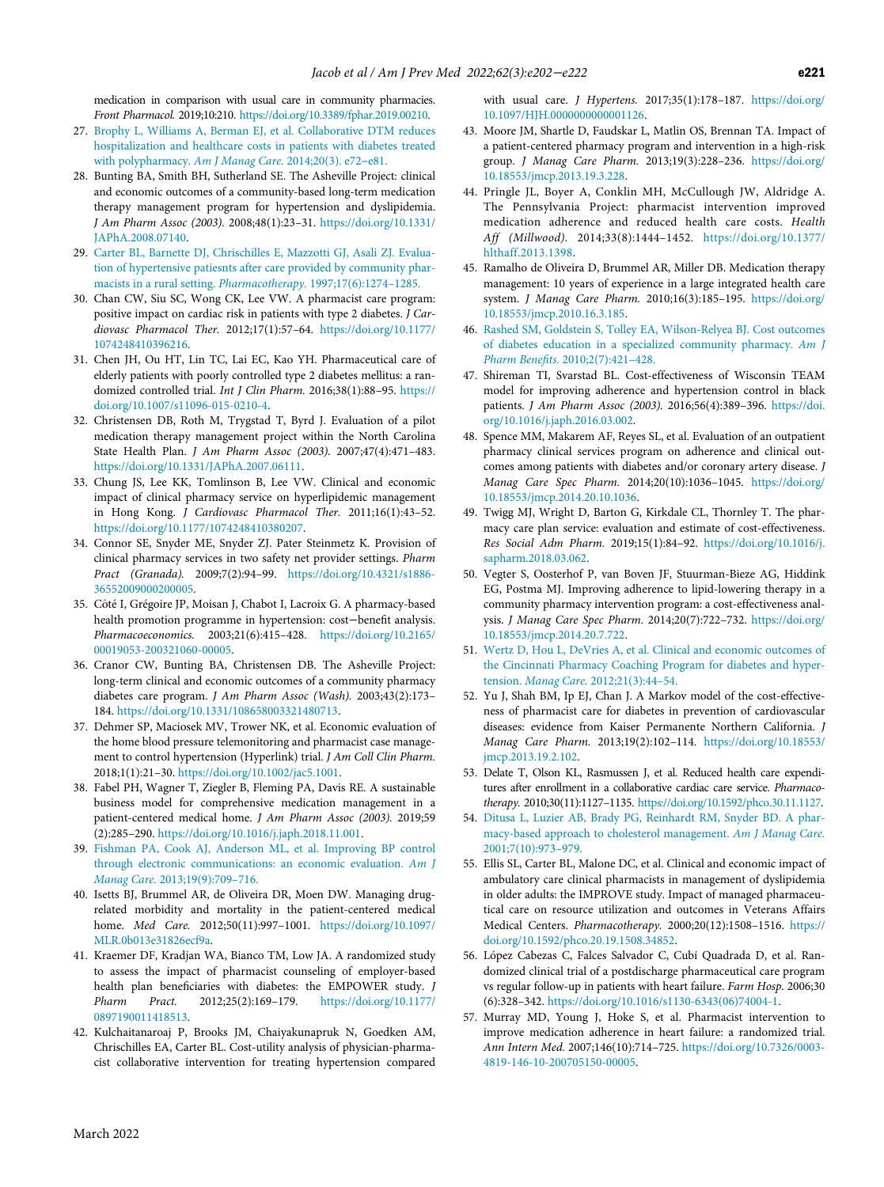medication in comparison with usual care in community pharmacies. *Front Pharmacol.* 2019;10:210. https://doi.org/10.3389/fphar.2019.00210.

27. Brophy L, Williams A, Berman EJ, et al. Collaborative DTM reduces hospitalization and healthcare costs in patients with diabetes treated with polypharmacy. *Am J Manag Care.* 2014;20(3). e72–e81.
28. Bunting BA, Smith BH, Sutherland SE. The Asheville Project: clinical and economic outcomes of a community-based long-term medication therapy management program for hypertension and dyslipidemia. *J Am Pharm Assoc (2003).* 2008;48(1):23–31. https://doi.org/10.1331/JAPhA.2008.07140.
29. Carter BL, Barnette DJ, Chrischilles E, Mazzotti GJ, Asali ZJ. Evaluation of hypertensive patiesnts after care provided by community pharmacists in a rural setting. *Pharmacotherapy.* 1997;17(6):1274–1285.
30. Chan CW, Siu SC, Wong CK, Lee VW. A pharmacist care program: positive impact on cardiac risk in patients with type 2 diabetes. *J Cardiovasc Pharmacol Ther.* 2012;17(1):57–64. https://doi.org/10.1177/1074248410396216.
31. Chen JH, Ou HT, Lin TC, Lai EC, Kao YH. Pharmaceutical care of elderly patients with poorly controlled type 2 diabetes mellitus: a randomized controlled trial. *Int J Clin Pharm.* 2016;38(1):88–95. https://doi.org/10.1007/s11096-015-0210-4.
32. Christensen DB, Roth M, Trygstad T, Byrd J. Evaluation of a pilot medication therapy management project within the North Carolina State Health Plan. *J Am Pharm Assoc (2003).* 2007;47(4):471–483. https://doi.org/10.1331/JAPhA.2007.06111.
33. Chung JS, Lee KK, Tomlinson B, Lee VW. Clinical and economic impact of clinical pharmacy service on hyperlipidemic management in Hong Kong. *J Cardiovasc Pharmacol Ther.* 2011;16(1):43–52. https://doi.org/10.1177/1074248410380207.
34. Connor SE, Snyder ME, Snyder ZJ. Pater Steinmetz K. Provision of clinical pharmacy services in two safety net provider settings. *Pharm Pract (Granada).* 2009;7(2):94–99. https://doi.org/10.4321/s1886-36552009000200005.
35. Côté I, Grégoire JP, Moisan J, Chabot I, Lacroix G. A pharmacy-based health promotion programme in hypertension: cost−benefit analysis. *Pharmacoeconomics.* 2003;21(6):415–428. https://doi.org/10.2165/00019053-200321060-00005.
36. Cranor CW, Bunting BA, Christensen DB. The Asheville Project: long-term clinical and economic outcomes of a community pharmacy diabetes care program. *J Am Pharm Assoc (Wash).* 2003;43(2):173–184. https://doi.org/10.1331/108658003321480713.
37. Dehmer SP, Maciosek MV, Trower NK, et al. Economic evaluation of the home blood pressure telemonitoring and pharmacist case management to control hypertension (Hyperlink) trial. *J Am Coll Clin Pharm.* 2018;1(1):21–30. https://doi.org/10.1002/jac5.1001.
38. Fabel PH, Wagner T, Ziegler B, Fleming PA, Davis RE. A sustainable business model for comprehensive medication management in a patient-centered medical home. *J Am Pharm Assoc (2003).* 2019;59(2):285–290. https://doi.org/10.1016/j.japh.2018.11.001.
39. Fishman PA, Cook AJ, Anderson ML, et al. Improving BP control through electronic communications: an economic evaluation. *Am J Manag Care.* 2013;19(9):709–716.
40. Isetts BJ, Brummel AR, de Oliveira DR, Moen DW. Managing drug-related morbidity and mortality in the patient-centered medical home. *Med Care.* 2012;50(11):997–1001. https://doi.org/10.1097/MLR.0b013e31826ecf9a.
41. Kraemer DF, Kradjan WA, Bianco TM, Low JA. A randomized study to assess the impact of pharmacist counseling of employer-based health plan beneficiaries with diabetes: the EMPOWER study. *J Pharm Pract.* 2012;25(2):169–179. https://doi.org/10.1177/0897190011418513.
42. Kulchaitanaroaj P, Brooks JM, Chaiyakunapruk N, Goedken AM, Chrischilles EA, Carter BL. Cost-utility analysis of physician-pharmacist collaborative intervention for treating hypertension compared with usual care. *J Hypertens.* 2017;35(1):178–187. https://doi.org/10.1097/HJH.0000000000001126.
43. Moore JM, Shartle D, Faudskar L, Matlin OS, Brennan TA. Impact of a patient-centered pharmacy program and intervention in a high-risk group. *J Manag Care Pharm.* 2013;19(3):228–236. https://doi.org/10.18553/jmcp.2013.19.3.228.
44. Pringle JL, Boyer A, Conklin MH, McCullough JW, Aldridge A. The Pennsylvania Project: pharmacist intervention improved medication adherence and reduced health care costs. *Health Aff (Millwood).* 2014;33(8):1444–1452. https://doi.org/10.1377/hlthaff.2013.1398.
45. Ramalho de Oliveira D, Brummel AR, Miller DB. Medication therapy management: 10 years of experience in a large integrated health care system. *J Manag Care Pharm.* 2010;16(3):185–195. https://doi.org/10.18553/jmcp.2010.16.3.185.
46. Rashed SM, Goldstein S, Tolley EA, Wilson-Relyea BJ. Cost outcomes of diabetes education in a specialized community pharmacy. *Am J Pharm Benefits.* 2010;2(7):421–428.
47. Shireman TI, Svarstad BL. Cost-effectiveness of Wisconsin TEAM model for improving adherence and hypertension control in black patients. *J Am Pharm Assoc (2003).* 2016;56(4):389–396. https://doi.org/10.1016/j.japh.2016.03.002.
48. Spence MM, Makarem AF, Reyes SL, et al. Evaluation of an outpatient pharmacy clinical services program on adherence and clinical outcomes among patients with diabetes and/or coronary artery disease. *J Manag Care Spec Pharm.* 2014;20(10):1036–1045. https://doi.org/10.18553/jmcp.2014.20.10.1036.
49. Twigg MJ, Wright D, Barton G, Kirkdale CL, Thornley T. The pharmacy care plan service: evaluation and estimate of cost-effectiveness. *Res Social Adm Pharm.* 2019;15(1):84–92. https://doi.org/10.1016/j.sapharm.2018.03.062.
50. Vegter S, Oosterhof P, van Boven JF, Stuurman-Bieze AG, Hiddink EG, Postma MJ. Improving adherence to lipid-lowering therapy in a community pharmacy intervention program: a cost-effectiveness analysis. *J Manag Care Spec Pharm.* 2014;20(7):722–732. https://doi.org/10.18553/jmcp.2014.20.7.722.
51. Wertz D, Hou L, DeVries A, et al. Clinical and economic outcomes of the Cincinnati Pharmacy Coaching Program for diabetes and hypertension. *Manag Care.* 2012;21(3):44–54.
52. Yu J, Shah BM, Ip EJ, Chan J. A Markov model of the cost-effectiveness of pharmacist care for diabetes in prevention of cardiovascular diseases: evidence from Kaiser Permanente Northern California. *J Manag Care Pharm.* 2013;19(2):102–114. https://doi.org/10.18553/jmcp.2013.19.2.102.
53. Delate T, Olson KL, Rasmussen J, et al. Reduced health care expenditures after enrollment in a collaborative cardiac care service. *Pharmacotherapy.* 2010;30(11):1127–1135. https://doi.org/10.1592/phco.30.11.1127.
54. Ditusa L, Luzier AB, Brady PG, Reinhardt RM, Snyder BD. A pharmacy-based approach to cholesterol management. *Am J Manag Care.* 2001;7(10):973–979.
55. Ellis SL, Carter BL, Malone DC, et al. Clinical and economic impact of ambulatory care clinical pharmacists in management of dyslipidemia in older adults: the IMPROVE study. Impact of managed pharmaceutical care on resource utilization and outcomes in Veterans Affairs Medical Centers. *Pharmacotherapy.* 2000;20(12):1508–1516. https://doi.org/10.1592/phco.20.19.1508.34852.
56. López Cabezas C, Falces Salvador C, Cubí Quadrada D, et al. Randomized clinical trial of a postdischarge pharmaceutical care program vs regular follow-up in patients with heart failure. *Farm Hosp.* 2006;30(6):328–342. https://doi.org/10.1016/s1130-6343(06)74004-1.
57. Murray MD, Young J, Hoke S, et al. Pharmacist intervention to improve medication adherence in heart failure: a randomized trial. *Ann Intern Med.* 2007;146(10):714–725. https://doi.org/10.7326/0003-4819-146-10-200705150-00005.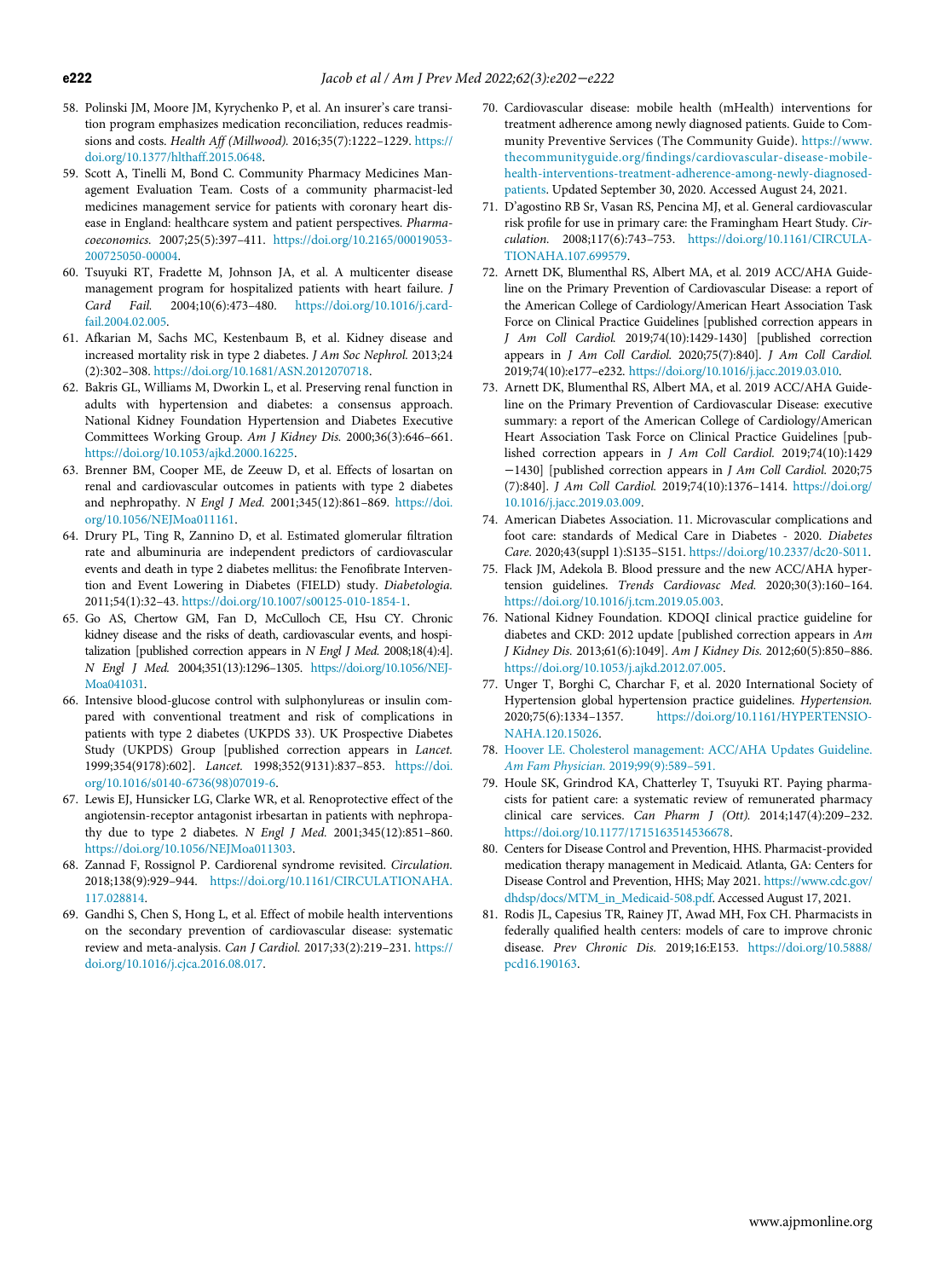58. Polinski JM, Moore JM, Kyrychenko P, et al. An insurer's care transition program emphasizes medication reconciliation, reduces readmissions and costs. *Health Aff (Millwood).* 2016;35(7):1222–1229. https://doi.org/10.1377/hlthaff.2015.0648.
59. Scott A, Tinelli M, Bond C. Community Pharmacy Medicines Management Evaluation Team. Costs of a community pharmacist-led medicines management service for patients with coronary heart disease in England: healthcare system and patient perspectives. *Pharmacoeconomics.* 2007;25(5):397–411. https://doi.org/10.2165/00019053-200725050-00004.
60. Tsuyuki RT, Fradette M, Johnson JA, et al. A multicenter disease management program for hospitalized patients with heart failure. *J Card Fail.* 2004;10(6):473–480. https://doi.org/10.1016/j.cardfail.2004.02.005.
61. Afkarian M, Sachs MC, Kestenbaum B, et al. Kidney disease and increased mortality risk in type 2 diabetes. *J Am Soc Nephrol.* 2013;24(2):302–308. https://doi.org/10.1681/ASN.2012070718.
62. Bakris GL, Williams M, Dworkin L, et al. Preserving renal function in adults with hypertension and diabetes: a consensus approach. National Kidney Foundation Hypertension and Diabetes Executive Committees Working Group. *Am J Kidney Dis.* 2000;36(3):646–661. https://doi.org/10.1053/ajkd.2000.16225.
63. Brenner BM, Cooper ME, de Zeeuw D, et al. Effects of losartan on renal and cardiovascular outcomes in patients with type 2 diabetes and nephropathy. *N Engl J Med.* 2001;345(12):861–869. https://doi.org/10.1056/NEJMoa011161.
64. Drury PL, Ting R, Zannino D, et al. Estimated glomerular filtration rate and albuminuria are independent predictors of cardiovascular events and death in type 2 diabetes mellitus: the Fenofibrate Intervention and Event Lowering in Diabetes (FIELD) study. *Diabetologia.* 2011;54(1):32–43. https://doi.org/10.1007/s00125-010-1854-1.
65. Go AS, Chertow GM, Fan D, McCulloch CE, Hsu CY. Chronic kidney disease and the risks of death, cardiovascular events, and hospitalization [published correction appears in *N Engl J Med.* 2008;18(4):4]. *N Engl J Med.* 2004;351(13):1296–1305. https://doi.org/10.1056/NEJMoa041031.
66. Intensive blood-glucose control with sulphonylureas or insulin compared with conventional treatment and risk of complications in patients with type 2 diabetes (UKPDS 33). UK Prospective Diabetes Study (UKPDS) Group [published correction appears in *Lancet.* 1999;354(9178):602]. *Lancet.* 1998;352(9131):837–853. https://doi.org/10.1016/s0140-6736(98)07019-6.
67. Lewis EJ, Hunsicker LG, Clarke WR, et al. Renoprotective effect of the angiotensin-receptor antagonist irbesartan in patients with nephropathy due to type 2 diabetes. *N Engl J Med.* 2001;345(12):851–860. https://doi.org/10.1056/NEJMoa011303.
68. Zannad F, Rossignol P. Cardiorenal syndrome revisited. *Circulation.* 2018;138(9):929–944. https://doi.org/10.1161/CIRCULATIONAHA.117.028814.
69. Gandhi S, Chen S, Hong L, et al. Effect of mobile health interventions on the secondary prevention of cardiovascular disease: systematic review and meta-analysis. *Can J Cardiol.* 2017;33(2):219–231. https://doi.org/10.1016/j.cjca.2016.08.017.
70. Cardiovascular disease: mobile health (mHealth) interventions for treatment adherence among newly diagnosed patients. Guide to Community Preventive Services (The Community Guide). https://www.thecommunityguide.org/findings/cardiovascular-disease-mobile-health-interventions-treatment-adherence-among-newly-diagnosed-patients. Updated September 30, 2020. Accessed August 24, 2021.
71. D'agostino RB Sr, Vasan RS, Pencina MJ, et al. General cardiovascular risk profile for use in primary care: the Framingham Heart Study. *Circulation.* 2008;117(6):743–753. https://doi.org/10.1161/CIRCULATIONAHA.107.699579.
72. Arnett DK, Blumenthal RS, Albert MA, et al. 2019 ACC/AHA Guideline on the Primary Prevention of Cardiovascular Disease: a report of the American College of Cardiology/American Heart Association Task Force on Clinical Practice Guidelines [published correction appears in *J Am Coll Cardiol.* 2019;74(10):1429-1430] [published correction appears in *J Am Coll Cardiol.* 2020;75(7):840]. *J Am Coll Cardiol.* 2019;74(10):e177–e232. https://doi.org/10.1016/j.jacc.2019.03.010.
73. Arnett DK, Blumenthal RS, Albert MA, et al. 2019 ACC/AHA Guideline on the Primary Prevention of Cardiovascular Disease: executive summary: a report of the American College of Cardiology/American Heart Association Task Force on Clinical Practice Guidelines [published correction appears in *J Am Coll Cardiol.* 2019;74(10):1429−1430] [published correction appears in *J Am Coll Cardiol.* 2020;75(7):840]. *J Am Coll Cardiol.* 2019;74(10):1376–1414. https://doi.org/10.1016/j.jacc.2019.03.009.
74. American Diabetes Association. 11. Microvascular complications and foot care: standards of Medical Care in Diabetes - 2020. *Diabetes Care.* 2020;43(suppl 1):S135–S151. https://doi.org/10.2337/dc20-S011.
75. Flack JM, Adekola B. Blood pressure and the new ACC/AHA hypertension guidelines. *Trends Cardiovasc Med.* 2020;30(3):160–164. https://doi.org/10.1016/j.tcm.2019.05.003.
76. National Kidney Foundation. KDOQI clinical practice guideline for diabetes and CKD: 2012 update [published correction appears in *Am J Kidney Dis.* 2013;61(6):1049]. *Am J Kidney Dis.* 2012;60(5):850–886. https://doi.org/10.1053/j.ajkd.2012.07.005.
77. Unger T, Borghi C, Charchar F, et al. 2020 International Society of Hypertension global hypertension practice guidelines. *Hypertension.* 2020;75(6):1334–1357. https://doi.org/10.1161/HYPERTENSIONAHA.120.15026.
78. Hoover LE. Cholesterol management: ACC/AHA Updates Guideline. *Am Fam Physician.* 2019;99(9):589–591.
79. Houle SK, Grindrod KA, Chatterley T, Tsuyuki RT. Paying pharmacists for patient care: a systematic review of remunerated pharmacy clinical care services. *Can Pharm J (Ott).* 2014;147(4):209–232. https://doi.org/10.1177/1715163514536678.
80. Centers for Disease Control and Prevention, HHS. Pharmacist-provided medication therapy management in Medicaid. Atlanta, GA: Centers for Disease Control and Prevention, HHS; May 2021. https://www.cdc.gov/dhdsp/docs/MTM_in_Medicaid-508.pdf. Accessed August 17, 2021.
81. Rodis JL, Capesius TR, Rainey JT, Awad MH, Fox CH. Pharmacists in federally qualified health centers: models of care to improve chronic disease. *Prev Chronic Dis.* 2019;16:E153. https://doi.org/10.5888/pcd16.190163.